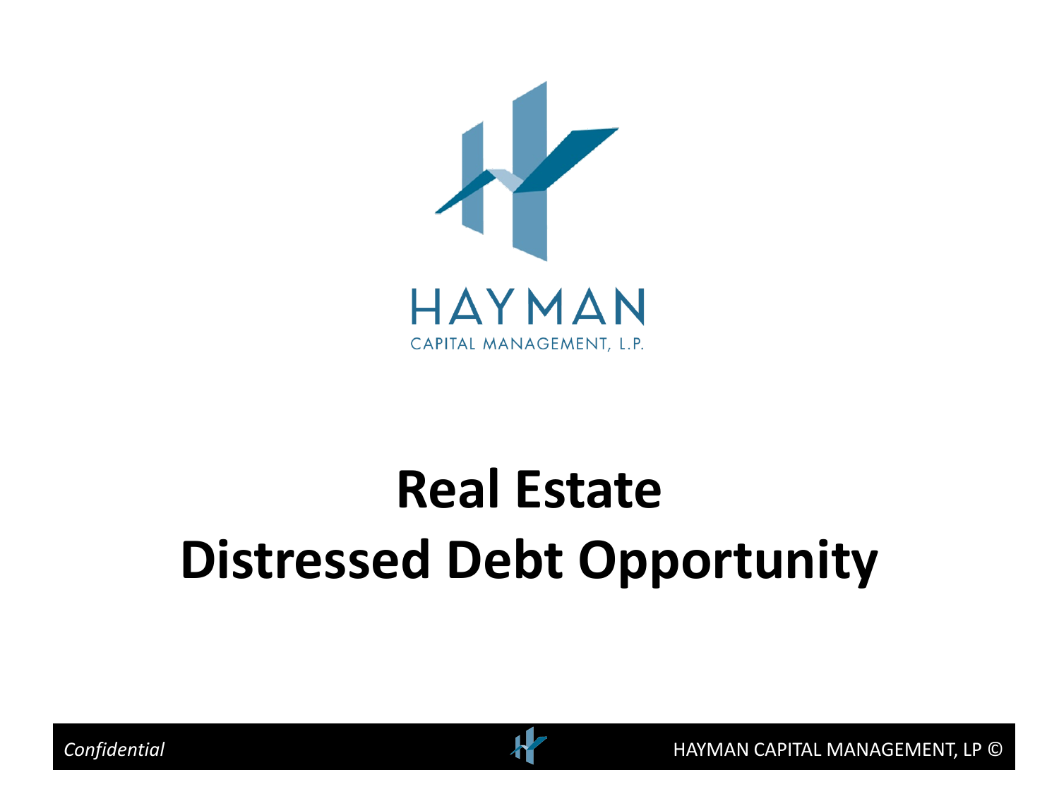HAYMAN

CAPITAL MANAGEMENT, L.P.

# Real Estate Distressed Debt Opportunity

*Confidential*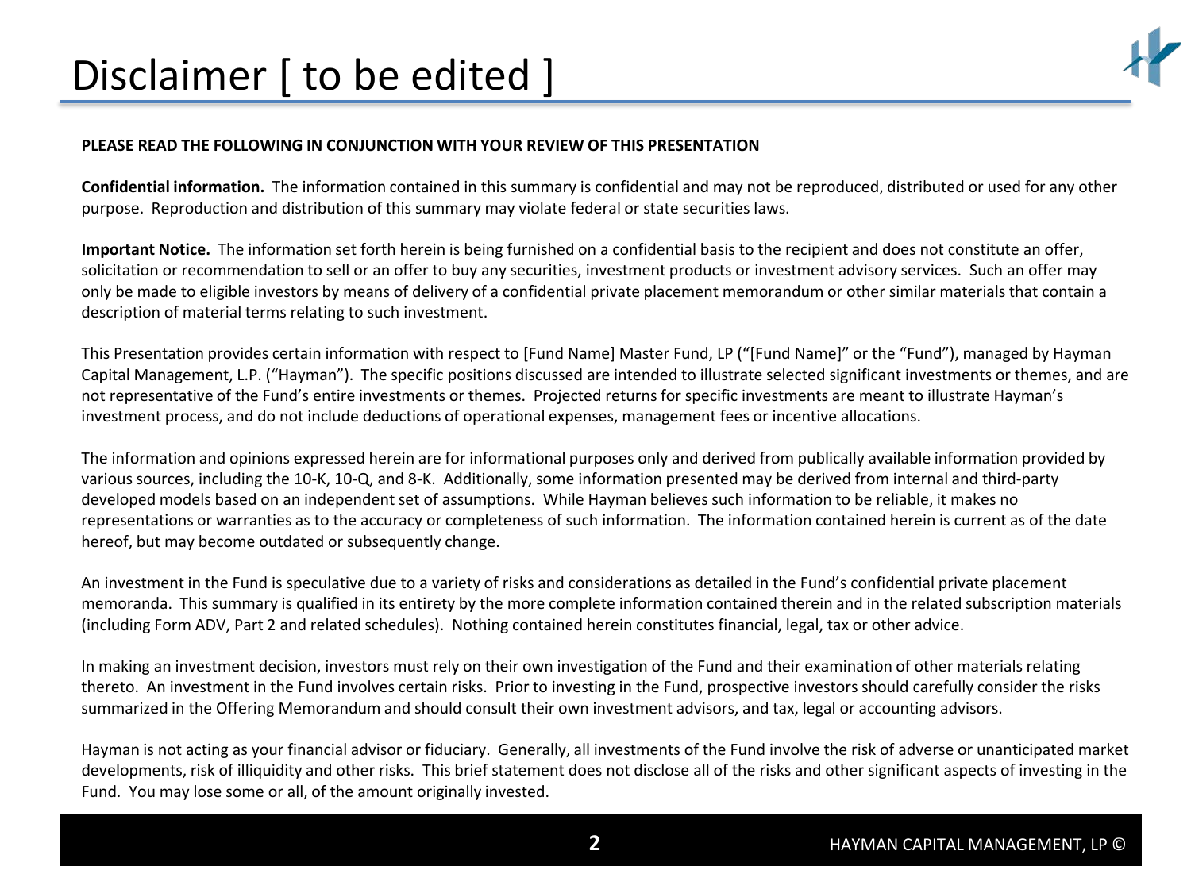# Disclaimer [ to be edited ]

**PLEASE READ THE FOLLOWING IN CONJUNCTION WITH YOUR REVIEW OF THIS PRESENTATION**

**Confidential information.** The information contained in this summary is confidential and may not be reproduced, distributed or used for any other purpose. Reproduction and distribution of this summary may violate federal or state securities laws.

**Important Notice.** The information set forth herein is being furnished on a confidential basis to the recipient and does not constitute an offer, solicitation or recommendation to sell or an offer to buy any securities, investment products or investment advisory services. Such an offer may only be made to eligible investors by means of delivery of a confidential private placement memorandum or other similar materials that contain a description of material terms relating to such investment.

This Presentation provides certain information with respect to [Fund Name] Master Fund, LP ("[Fund Name]" or the "Fund"), managed by Hayman Capital Management, L.P. ("Hayman"). The specific positions discussed are intended to illustrate selected significant investments or themes, and are not representative of the Fund's entire investments or themes. Projected returns for specific investments are meant to illustrate Hayman's investment process, and do not include deductions of operational expenses, management fees or incentive allocations.

The information and opinions expressed herein are for informational purposes only and derived from publically available information provided by various sources, including the 10-K, 10-Q, and 8-K. Additionally, some information presented may be derived from internal and third-party developed models based on an independent set of assumptions. While Hayman believes such information to be reliable, it makes no representations or warranties as to the accuracy or completeness of such information. The information contained herein is current as of the date hereof, but may become outdated or subsequently change.

An investment in the Fund is speculative due to a variety of risks and considerations as detailed in the Fund's confidential private placement memoranda. This summary is qualified in its entirety by the more complete information contained therein and in the related subscription materials (including Form ADV, Part 2 and related schedules). Nothing contained herein constitutes financial, legal, tax or other advice.

In making an investment decision, investors must rely on their own investigation of the Fund and their examination of other materials relating thereto. An investment in the Fund involves certain risks. Prior to investing in the Fund, prospective investors should carefully consider the risks summarized in the Offering Memorandum and should consult their own investment advisors, and tax, legal or accounting advisors.

Hayman is not acting as your financial advisor or fiduciary. Generally, all investments of the Fund involve the risk of adverse or unanticipated market developments, risk of illiquidity and other risks. This brief statement does not disclose all of the risks and other significant aspects of investing in the Fund. You may lose some or all, of the amount originally invested.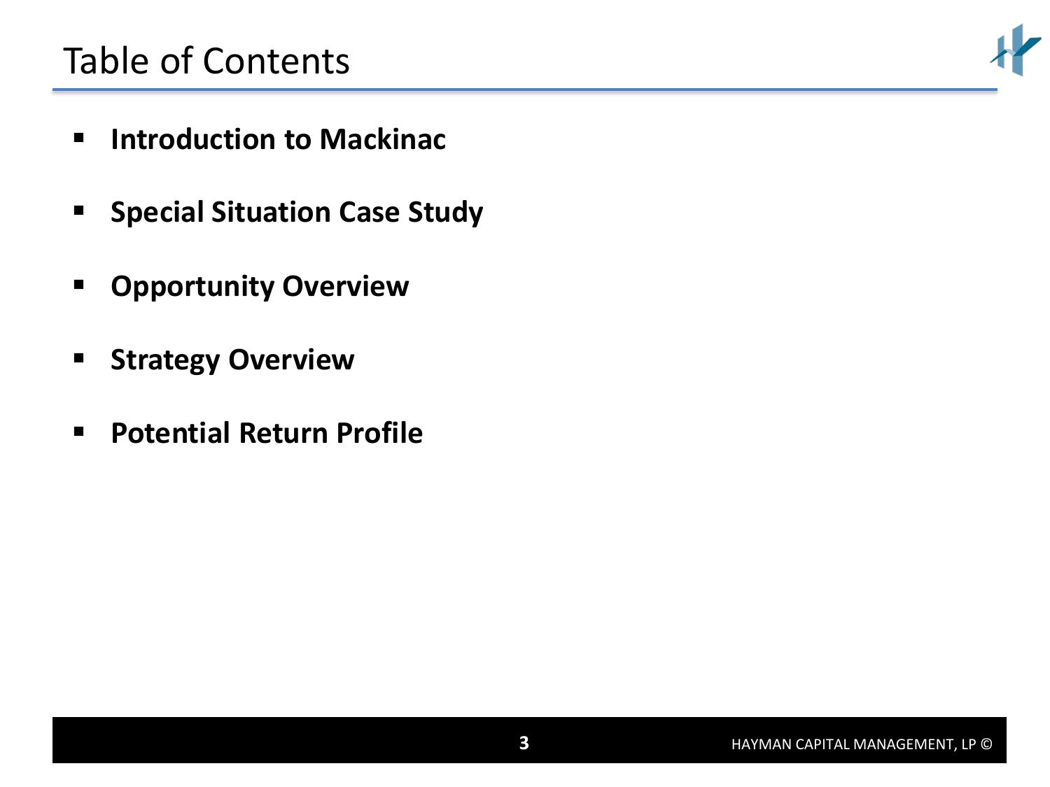# Table of Contents

- **Introduction to Mackinac**
- **Special Situation Case Study**
- **Opportunity Overview**
- **Strategy Overview**
- **Potential Return Profile**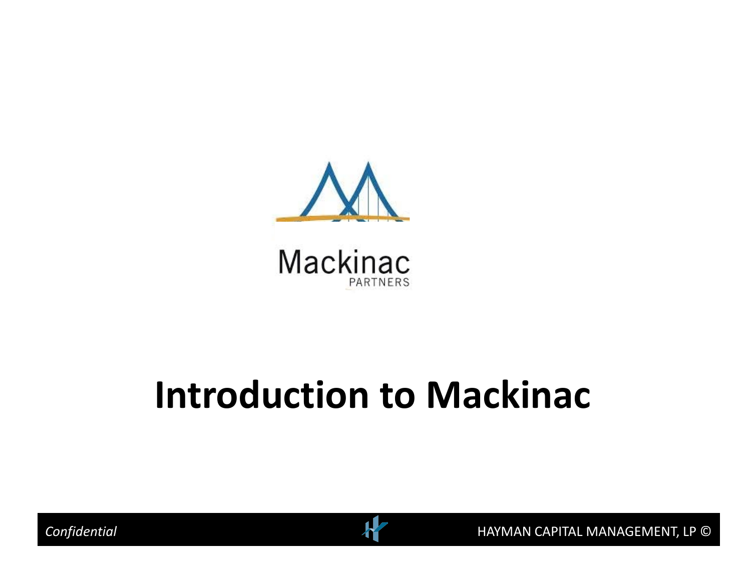Mackinac

PARTNERS

# Introduction to Mackinac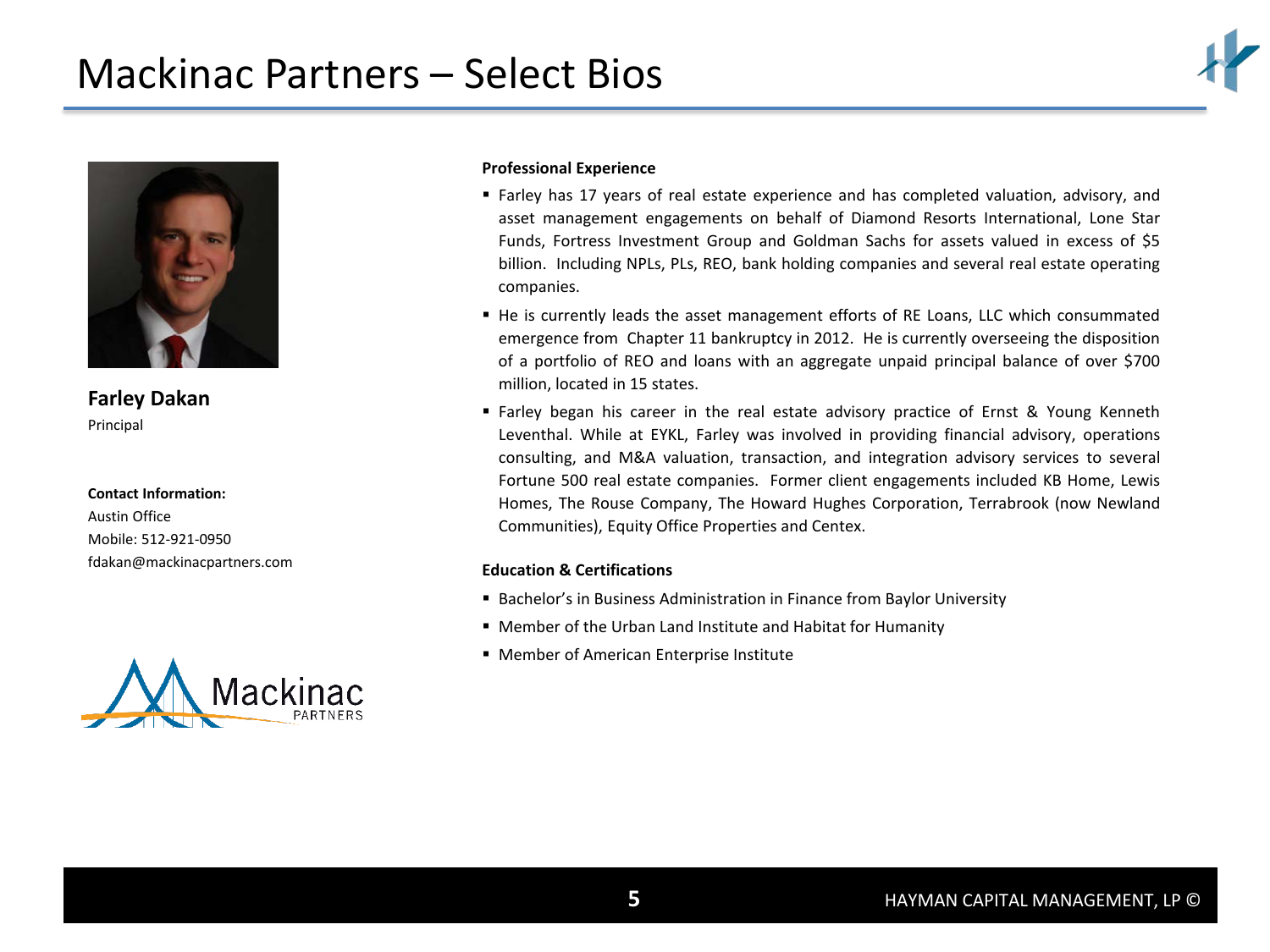# Mackinac Partners – Select Bios

**Farley Dakan**

Principal

**Contact Information:**

Austin Office

Mobile: 512-921-0950

fdakan@mackinacpartners.com

**Professional Experience**

- Farley has 17 years of real estate experience and has completed valuation, advisory, and asset management engagements on behalf of Diamond Resorts International, Lone Star Funds, Fortress Investment Group and Goldman Sachs for assets valued in excess of $5 billion. Including NPLs, PLs, REO, bank holding companies and several real estate operating companies.
- He is currently leads the asset management efforts of RE Loans, LLC which consummated emergence from Chapter 11 bankruptcy in 2012. He is currently overseeing the disposition of a portfolio of REO and loans with an aggregate unpaid principal balance of over $700 million, located in 15 states.
- Farley began his career in the real estate advisory practice of Ernst & Young Kenneth Leventhal. While at EYKL, Farley was involved in providing financial advisory, operations consulting, and M&A valuation, transaction, and integration advisory services to several Fortune 500 real estate companies. Former client engagements included KB Home, Lewis Homes, The Rouse Company, The Howard Hughes Corporation, Terrabrook (now Newland Communities), Equity Office Properties and Centex.

**Education & Certifications**

- Bachelor's in Business Administration in Finance from Baylor University
- Member of the Urban Land Institute and Habitat for Humanity
- Member of American Enterprise Institute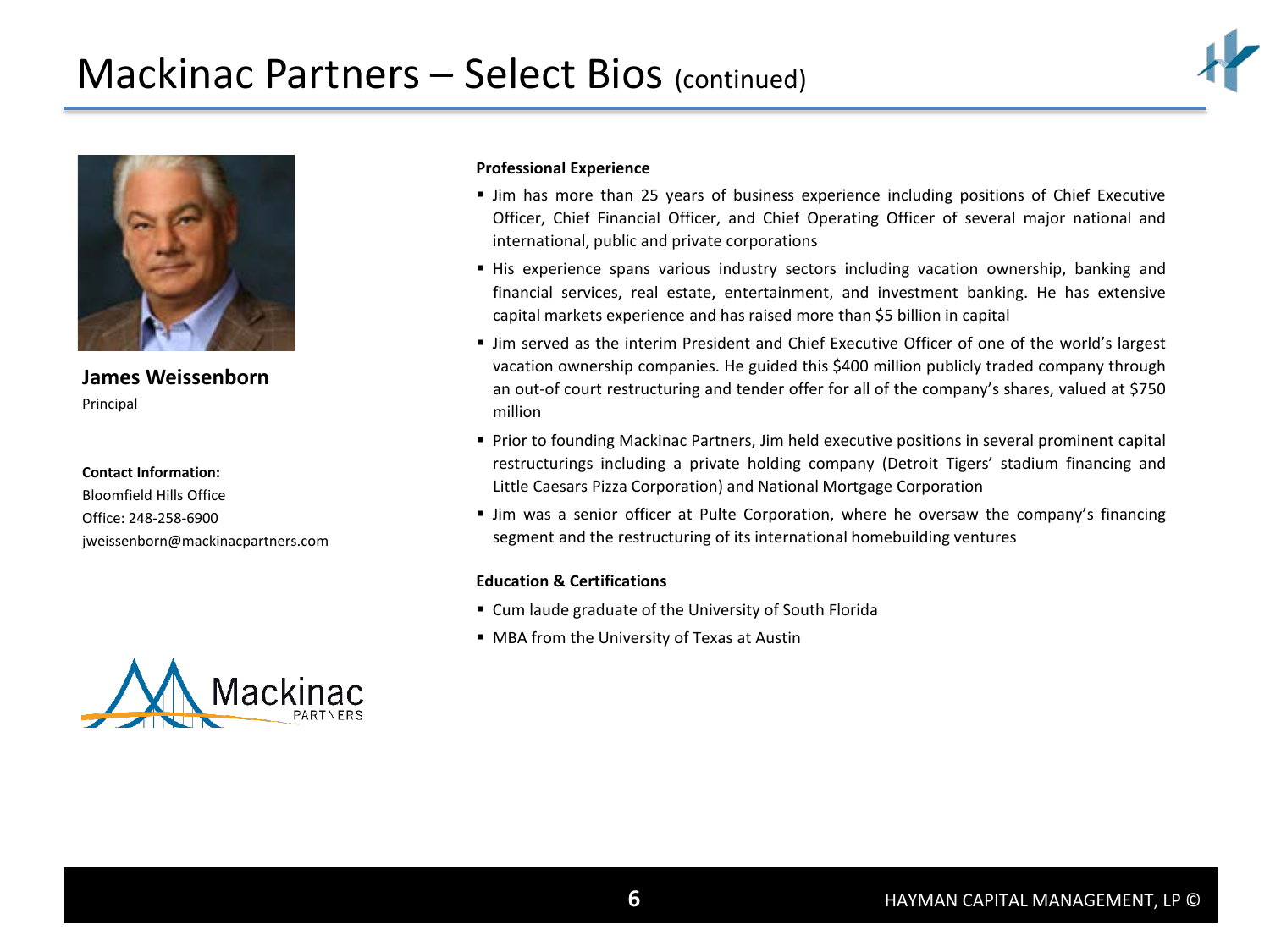# Mackinac Partners – Select Bios (continued)

**James Weissenborn**
Principal

**Contact Information:**
Bloomfield Hills Office
Office: 248-258-6900
jweissenborn@mackinacpartners.com

**Professional Experience**

- Jim has more than 25 years of business experience including positions of Chief Executive Officer, Chief Financial Officer, and Chief Operating Officer of several major national and international, public and private corporations
- His experience spans various industry sectors including vacation ownership, banking and financial services, real estate, entertainment, and investment banking. He has extensive capital markets experience and has raised more than $5 billion in capital
- Jim served as the interim President and Chief Executive Officer of one of the world's largest vacation ownership companies. He guided this $400 million publicly traded company through an out-of court restructuring and tender offer for all of the company's shares, valued at $750 million
- Prior to founding Mackinac Partners, Jim held executive positions in several prominent capital restructurings including a private holding company (Detroit Tigers' stadium financing and Little Caesars Pizza Corporation) and National Mortgage Corporation
- Jim was a senior officer at Pulte Corporation, where he oversaw the company's financing segment and the restructuring of its international homebuilding ventures

**Education & Certifications**

- Cum laude graduate of the University of South Florida
- MBA from the University of Texas at Austin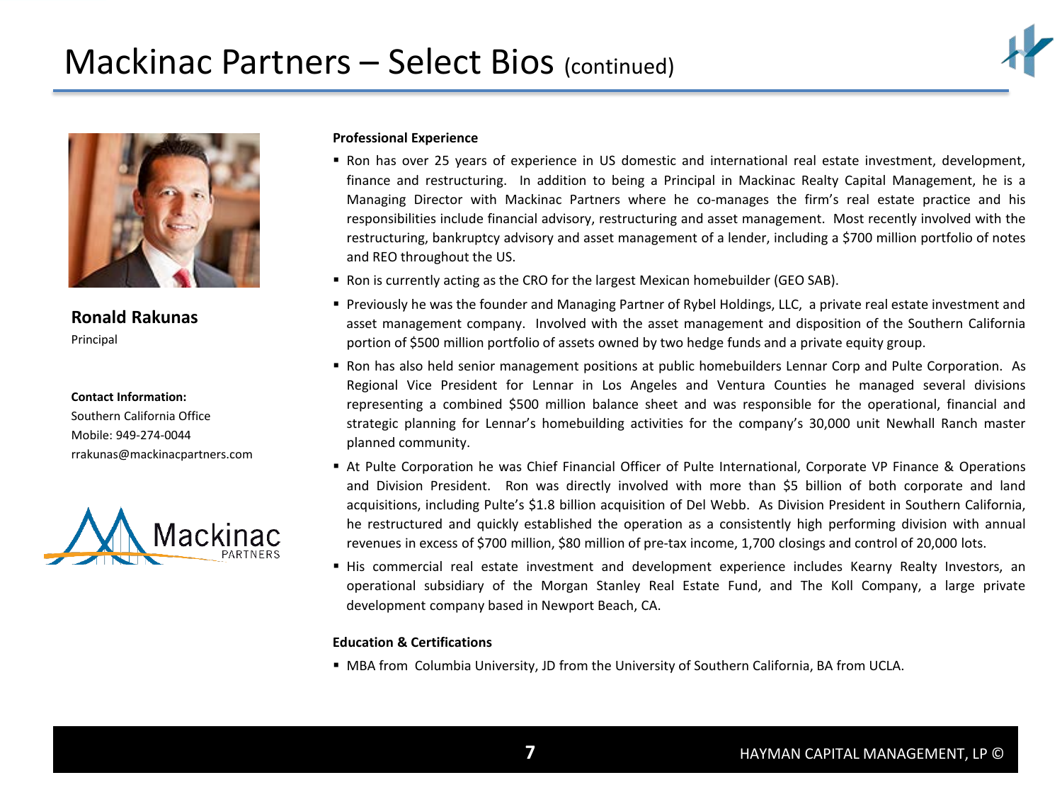# Mackinac Partners – Select Bios (continued)

**Ronald Rakunas**
Principal

**Contact Information:**
Southern California Office
Mobile: 949-274-0044
rrakunas@mackinacpartners.com

**Professional Experience**

- Ron has over 25 years of experience in US domestic and international real estate investment, development, finance and restructuring. In addition to being a Principal in Mackinac Realty Capital Management, he is a Managing Director with Mackinac Partners where he co-manages the firm's real estate practice and his responsibilities include financial advisory, restructuring and asset management. Most recently involved with the restructuring, bankruptcy advisory and asset management of a lender, including a $700 million portfolio of notes and REO throughout the US.
- Ron is currently acting as the CRO for the largest Mexican homebuilder (GEO SAB).
- Previously he was the founder and Managing Partner of Rybel Holdings, LLC, a private real estate investment and asset management company. Involved with the asset management and disposition of the Southern California portion of $500 million portfolio of assets owned by two hedge funds and a private equity group.
- Ron has also held senior management positions at public homebuilders Lennar Corp and Pulte Corporation. As Regional Vice President for Lennar in Los Angeles and Ventura Counties he managed several divisions representing a combined $500 million balance sheet and was responsible for the operational, financial and strategic planning for Lennar's homebuilding activities for the company's 30,000 unit Newhall Ranch master planned community.
- At Pulte Corporation he was Chief Financial Officer of Pulte International, Corporate VP Finance & Operations and Division President. Ron was directly involved with more than $5 billion of both corporate and land acquisitions, including Pulte's $1.8 billion acquisition of Del Webb. As Division President in Southern California, he restructured and quickly established the operation as a consistently high performing division with annual revenues in excess of $700 million, $80 million of pre-tax income, 1,700 closings and control of 20,000 lots.
- His commercial real estate investment and development experience includes Kearny Realty Investors, an operational subsidiary of the Morgan Stanley Real Estate Fund, and The Koll Company, a large private development company based in Newport Beach, CA.

**Education & Certifications**

- MBA from Columbia University, JD from the University of Southern California, BA from UCLA.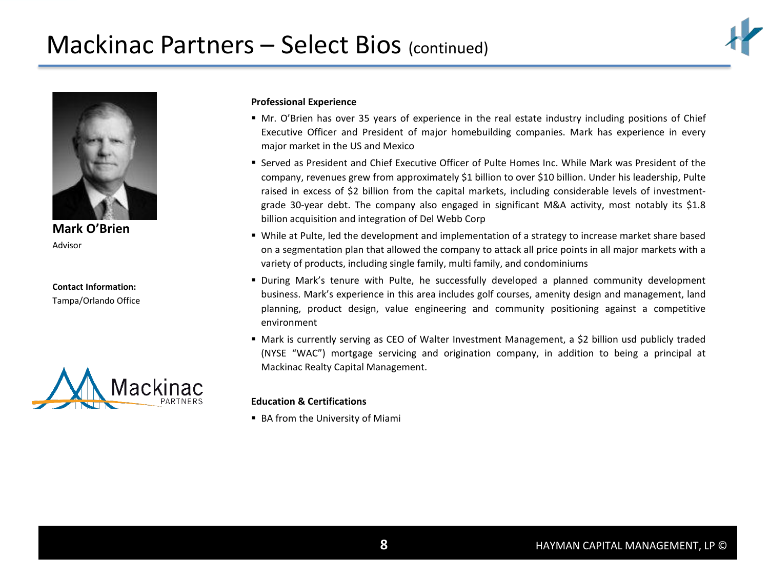# Mackinac Partners – Select Bios (continued)

**Mark O'Brien**
Advisor

**Contact Information:**
Tampa/Orlando Office

**Professional Experience**

- Mr. O'Brien has over 35 years of experience in the real estate industry including positions of Chief Executive Officer and President of major homebuilding companies. Mark has experience in every major market in the US and Mexico
- Served as President and Chief Executive Officer of Pulte Homes Inc. While Mark was President of the company, revenues grew from approximately $1 billion to over $10 billion. Under his leadership, Pulte raised in excess of $2 billion from the capital markets, including considerable levels of investment-grade 30-year debt. The company also engaged in significant M&A activity, most notably its $1.8 billion acquisition and integration of Del Webb Corp
- While at Pulte, led the development and implementation of a strategy to increase market share based on a segmentation plan that allowed the company to attack all price points in all major markets with a variety of products, including single family, multi family, and condominiums
- During Mark's tenure with Pulte, he successfully developed a planned community development business. Mark's experience in this area includes golf courses, amenity design and management, land planning, product design, value engineering and community positioning against a competitive environment
- Mark is currently serving as CEO of Walter Investment Management, a $2 billion usd publicly traded (NYSE "WAC") mortgage servicing and origination company, in addition to being a principal at Mackinac Realty Capital Management.

**Education & Certifications**

- BA from the University of Miami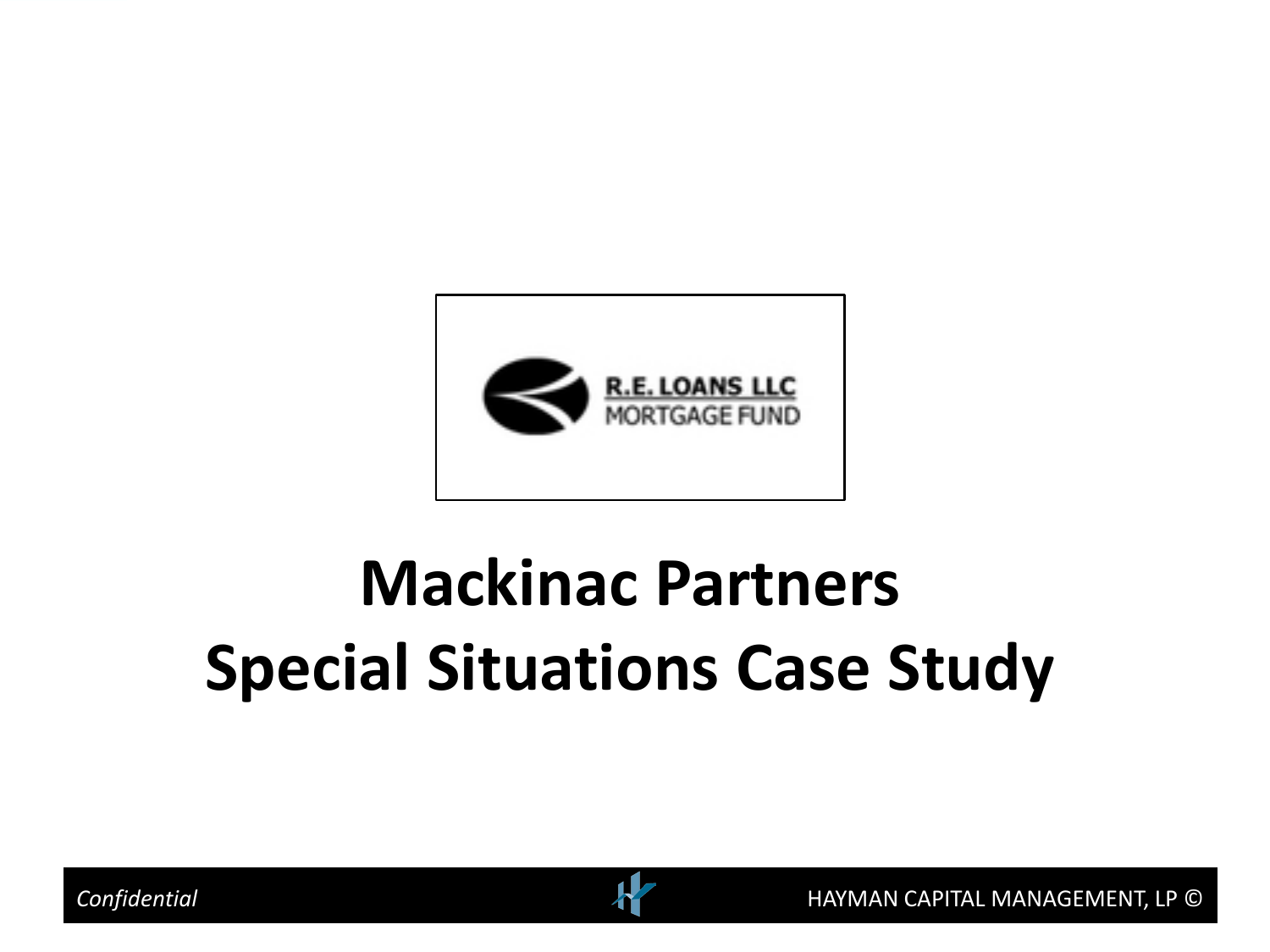R.E. LOANS LLC
MORTGAGE FUND

# Mackinac Partners
# Special Situations Case Study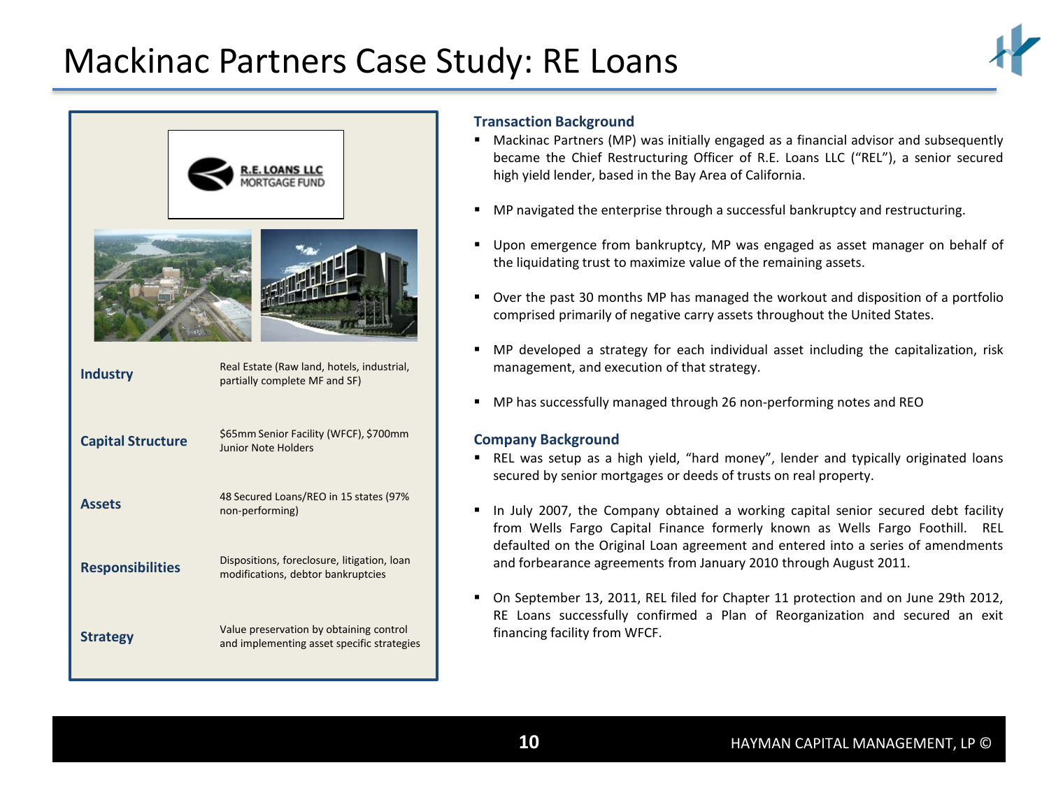# Mackinac Partners Case Study: RE Loans

R.E. LOANS LLC MORTGAGE FUND

| | |
|---|---|
| **Industry** | Real Estate (Raw land, hotels, industrial, partially complete MF and SF) |
| **Capital Structure** | $65mm Senior Facility (WFCF), $700mm Junior Note Holders |
| **Assets** | 48 Secured Loans/REO in 15 states (97% non-performing) |
| **Responsibilities** | Dispositions, foreclosure, litigation, loan modifications, debtor bankruptcies |
| **Strategy** | Value preservation by obtaining control and implementing asset specific strategies |

## Transaction Background

- Mackinac Partners (MP) was initially engaged as a financial advisor and subsequently became the Chief Restructuring Officer of R.E. Loans LLC ("REL"), a senior secured high yield lender, based in the Bay Area of California.
- MP navigated the enterprise through a successful bankruptcy and restructuring.
- Upon emergence from bankruptcy, MP was engaged as asset manager on behalf of the liquidating trust to maximize value of the remaining assets.
- Over the past 30 months MP has managed the workout and disposition of a portfolio comprised primarily of negative carry assets throughout the United States.
- MP developed a strategy for each individual asset including the capitalization, risk management, and execution of that strategy.
- MP has successfully managed through 26 non-performing notes and REO

## Company Background

- REL was setup as a high yield, "hard money", lender and typically originated loans secured by senior mortgages or deeds of trusts on real property.
- In July 2007, the Company obtained a working capital senior secured debt facility from Wells Fargo Capital Finance formerly known as Wells Fargo Foothill. REL defaulted on the Original Loan agreement and entered into a series of amendments and forbearance agreements from January 2010 through August 2011.
- On September 13, 2011, REL filed for Chapter 11 protection and on June 29th 2012, RE Loans successfully confirmed a Plan of Reorganization and secured an exit financing facility from WFCF.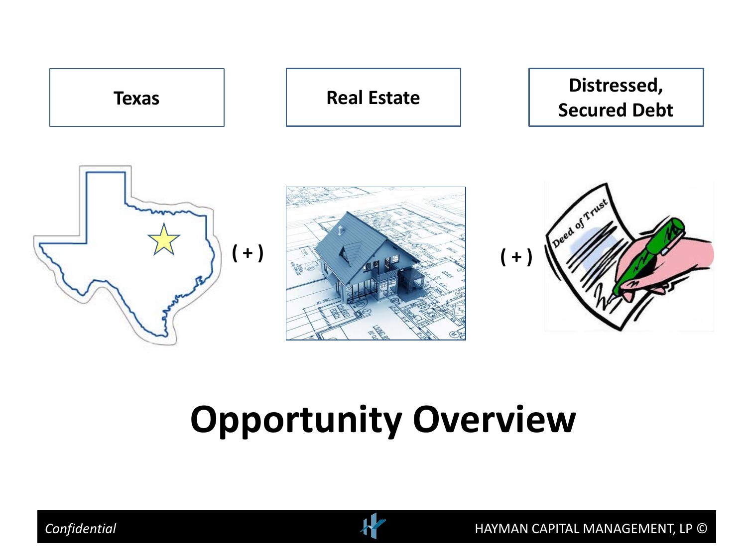**Texas** ( + ) **Real Estate** ( + ) **Distressed, Secured Debt**

# Opportunity Overview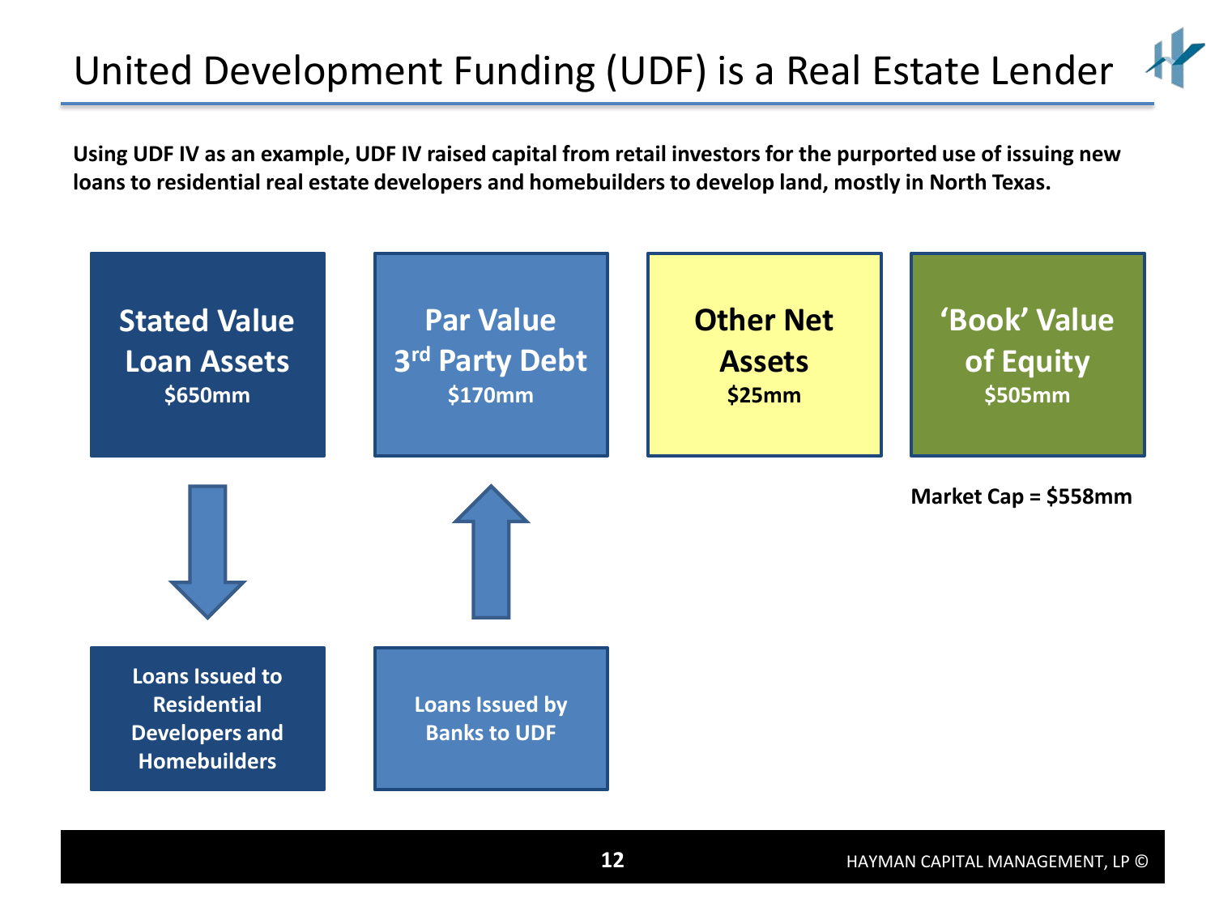# United Development Funding (UDF) is a Real Estate Lender

**Using UDF IV as an example, UDF IV raised capital from retail investors for the purported use of issuing new loans to residential real estate developers and homebuilders to develop land, mostly in North Texas.**

**Stated Value Loan Assets**
**$650mm**

↓

**Loans Issued to Residential Developers and Homebuilders**

**Par Value 3rd Party Debt**
**$170mm**

↑

**Loans Issued by Banks to UDF**

**Other Net Assets**
**$25mm**

**'Book' Value of Equity**
**$505mm**

**Market Cap = $558mm**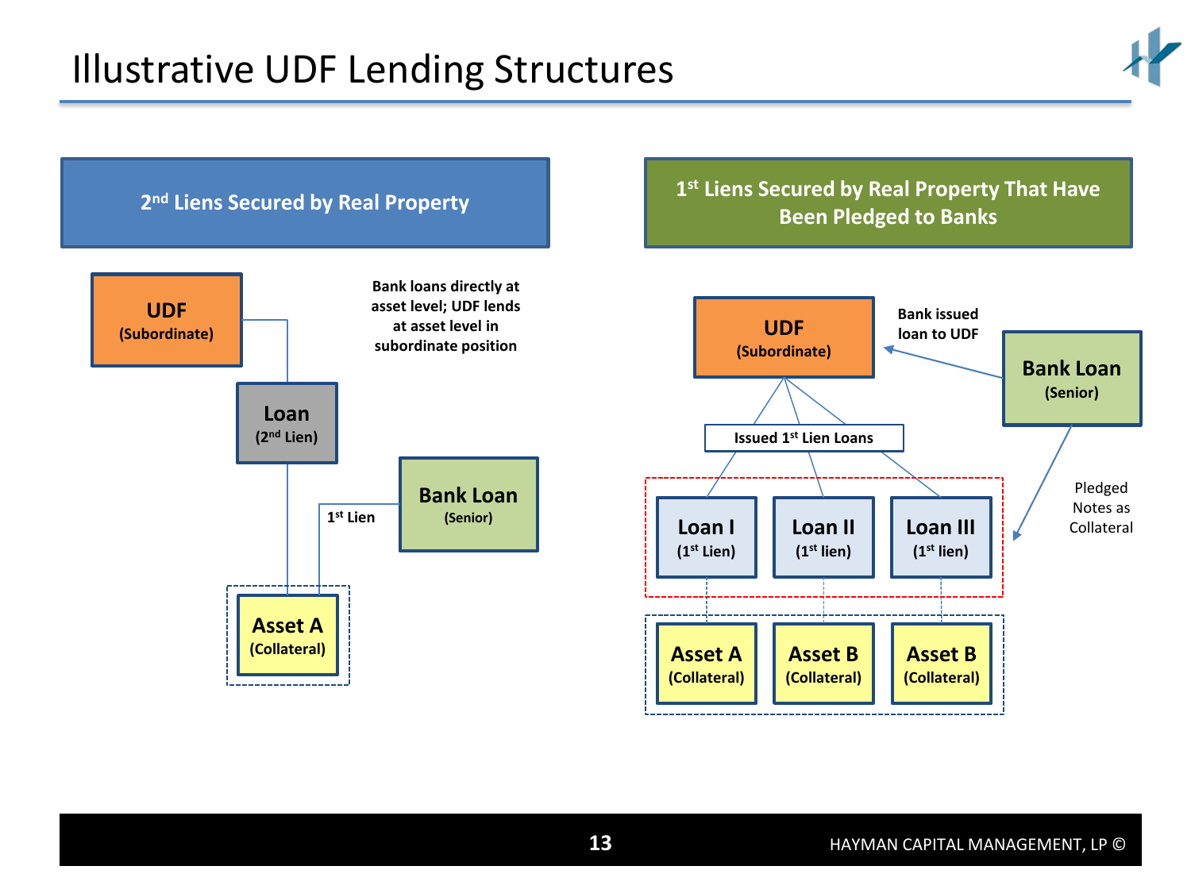# Illustrative UDF Lending Structures

## 2nd Liens Secured by Real Property

**UDF** (Subordinate)

**Loan** (2nd Lien)

**Bank Loan** (Senior)

1st Lien

**Asset A** (Collateral)

Bank loans directly at asset level; UDF lends at asset level in subordinate position

## 1st Liens Secured by Real Property That Have Been Pledged to Banks

**UDF** (Subordinate)

Bank issued loan to UDF

**Bank Loan** (Senior)

Issued 1st Lien Loans

**Loan I** (1st Lien)

**Loan II** (1st lien)

**Loan III** (1st lien)

Pledged Notes as Collateral

**Asset A** (Collateral)

**Asset B** (Collateral)

**Asset B** (Collateral)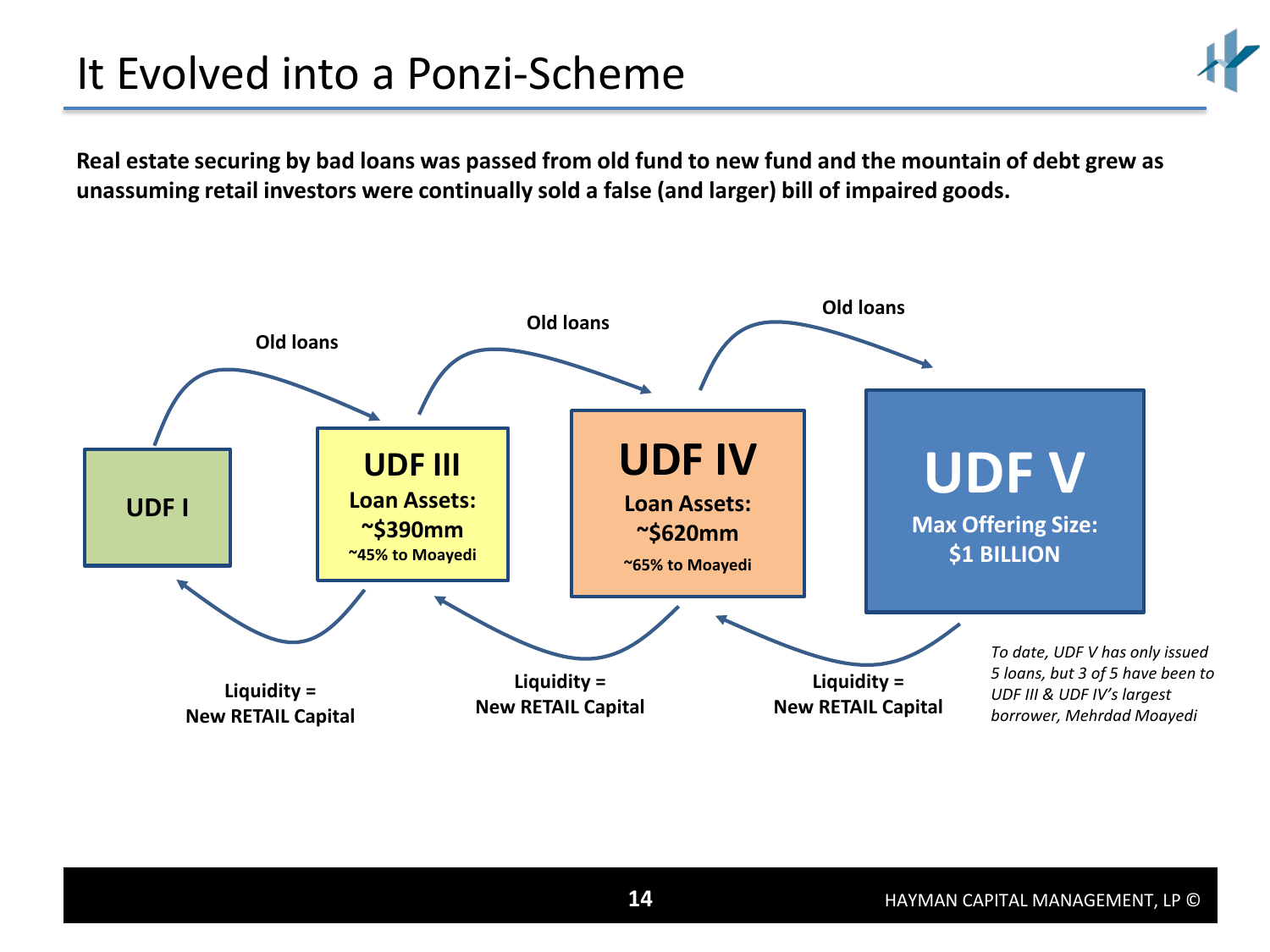# It Evolved into a Ponzi-Scheme

**Real estate securing by bad loans was passed from old fund to new fund and the mountain of debt grew as unassuming retail investors were continually sold a false (and larger) bill of impaired goods.**

Old loans

Old loans

Old loans

**UDF I**

**UDF III**
**Loan Assets:**
**~$390mm**
**~45% to Moayedi**

**UDF IV**
**Loan Assets:**
**~$620mm**
**~65% to Moayedi**

**UDF V**
**Max Offering Size:**
**$1 BILLION**

**Liquidity = New RETAIL Capital**

**Liquidity = New RETAIL Capital**

**Liquidity = New RETAIL Capital**

*To date, UDF V has only issued 5 loans, but 3 of 5 have been to UDF III & UDF IV's largest borrower, Mehrdad Moayedi*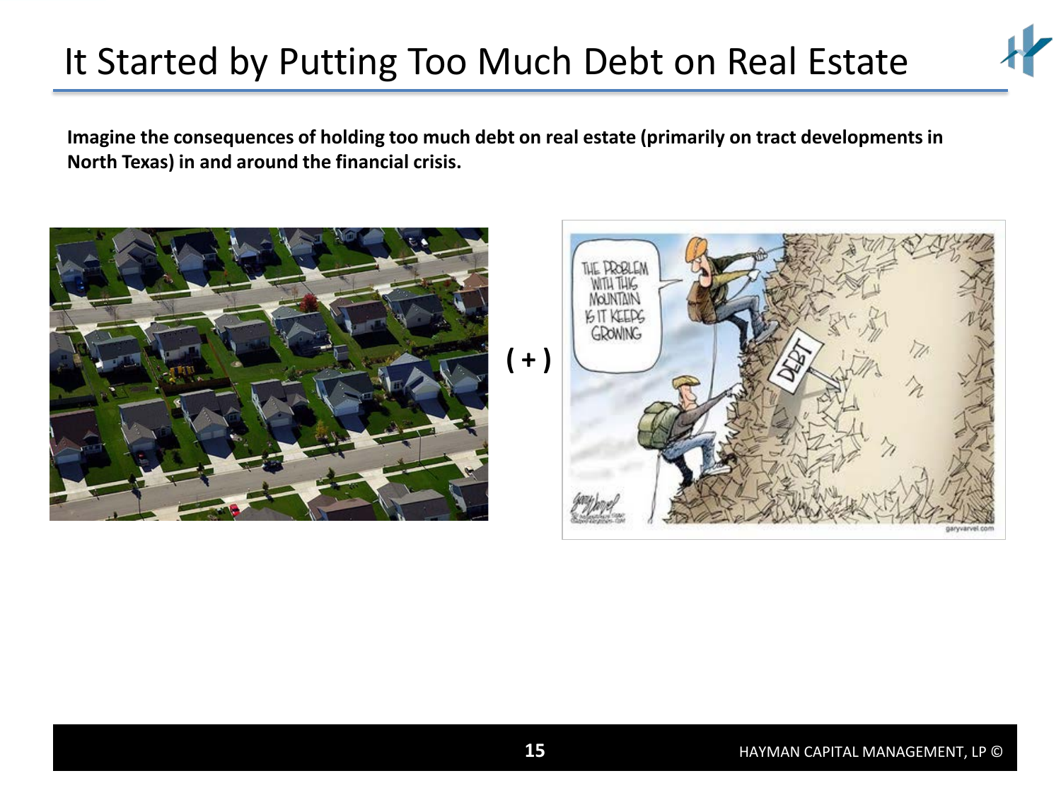# It Started by Putting Too Much Debt on Real Estate

**Imagine the consequences of holding too much debt on real estate (primarily on tract developments in North Texas) in and around the financial crisis.**

**( + )**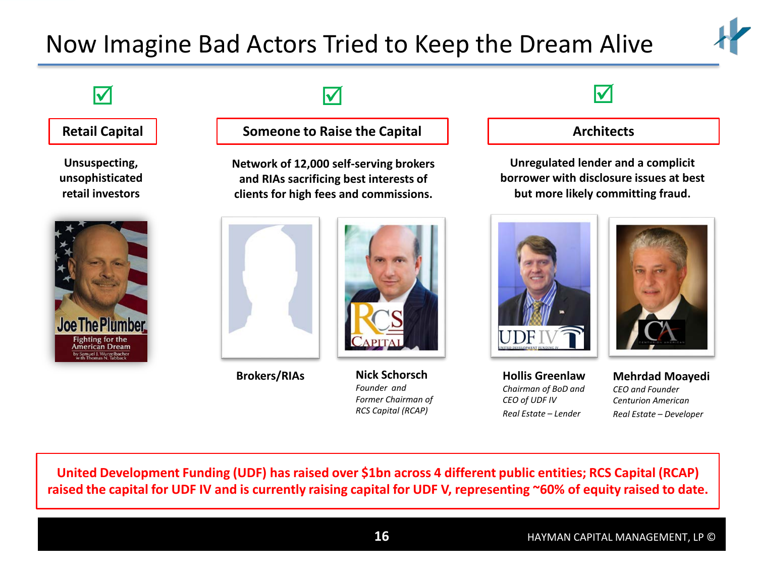# Now Imagine Bad Actors Tried to Keep the Dream Alive

☑ **Retail Capital**

**Unsuspecting, unsophisticated retail investors**

☑ **Someone to Raise the Capital**

**Network of 12,000 self-serving brokers and RIAs sacrificing best interests of clients for high fees and commissions.**

**Brokers/RIAs**

**Nick Schorsch**
*Founder and Former Chairman of RCS Capital (RCAP)*

☑ **Architects**

**Unregulated lender and a complicit borrower with disclosure issues at best but more likely committing fraud.**

**Hollis Greenlaw**
*Chairman of BoD and CEO of UDF IV*
*Real Estate – Lender*

**Mehrdad Moayedi**
*CEO and Founder Centurion American*
*Real Estate – Developer*

**United Development Funding (UDF) has raised over $1bn across 4 different public entities; RCS Capital (RCAP) raised the capital for UDF IV and is currently raising capital for UDF V, representing ~60% of equity raised to date.**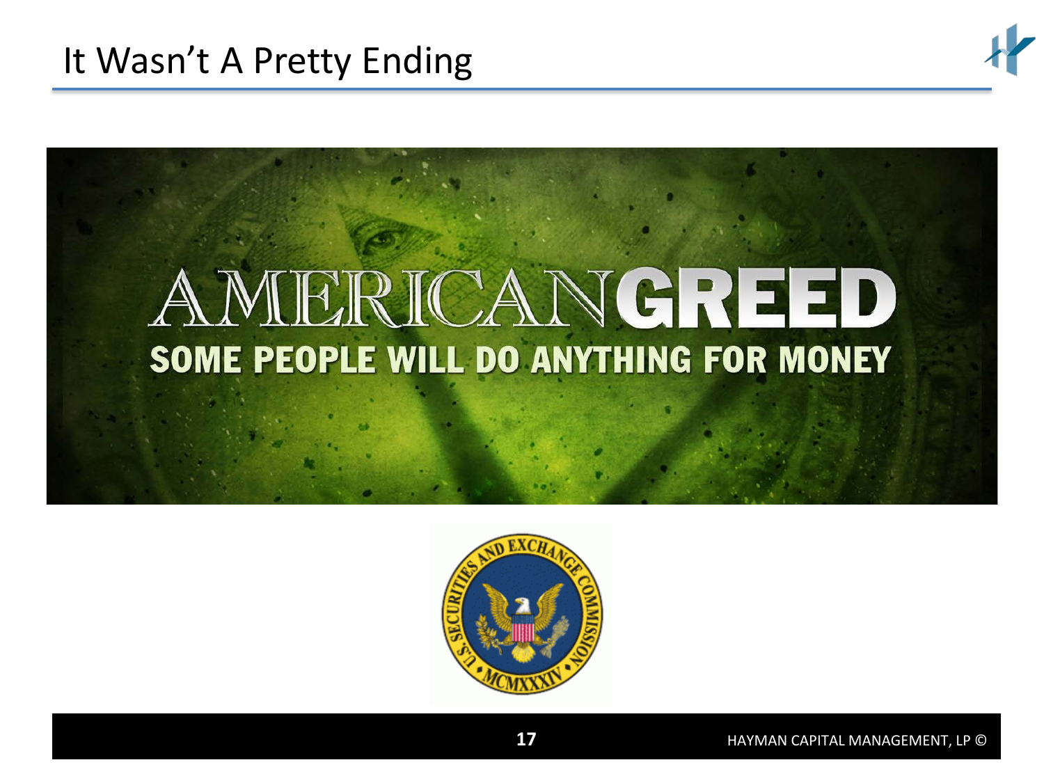# It Wasn't A Pretty Ending

AMERICAN GREED

SOME PEOPLE WILL DO ANYTHING FOR MONEY

U.S. SECURITIES AND EXCHANGE COMMISSION • MCMXXXIV •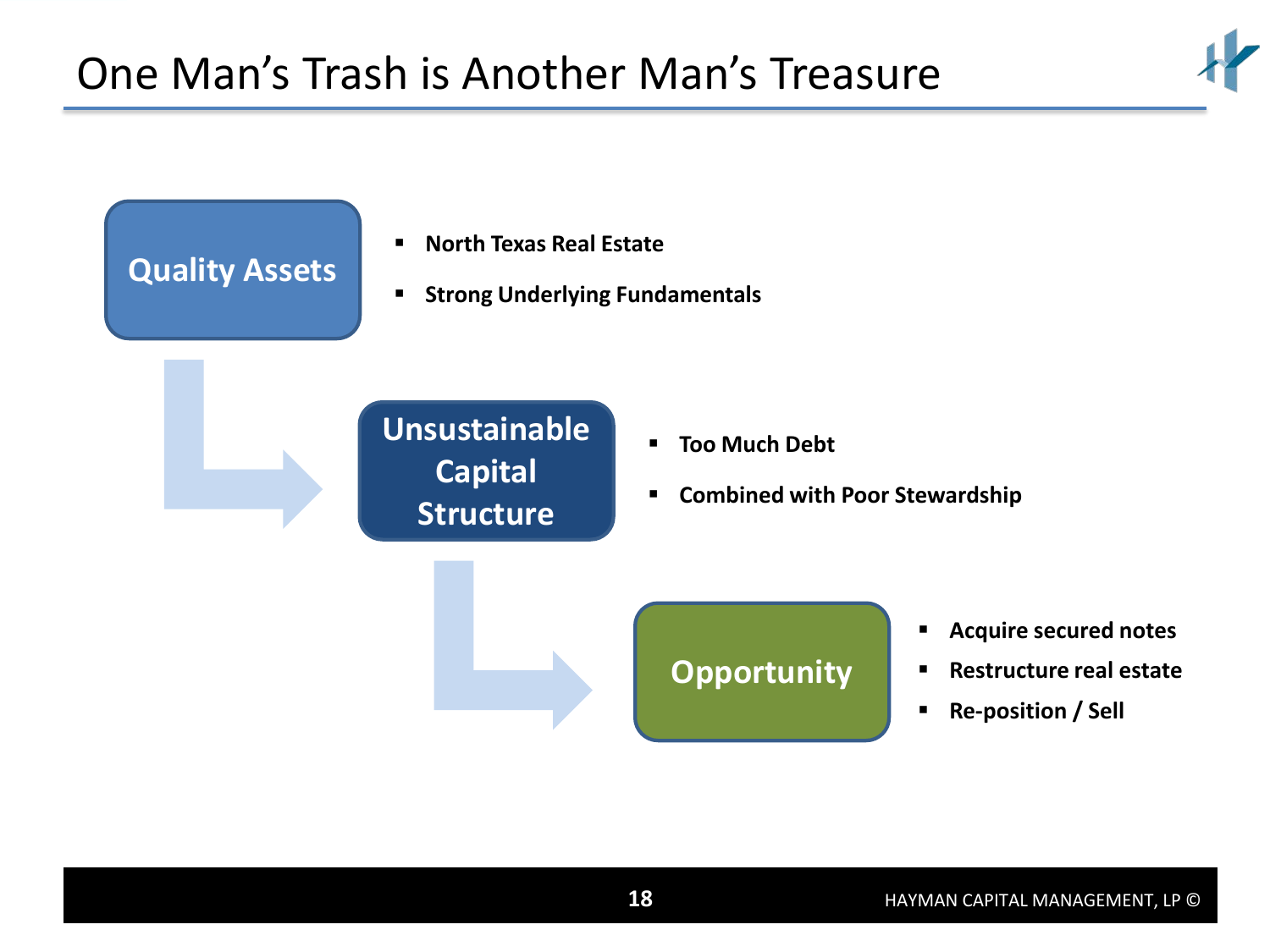# One Man's Trash is Another Man's Treasure

**Quality Assets**

- **North Texas Real Estate**
- **Strong Underlying Fundamentals**

**Unsustainable Capital Structure**

- **Too Much Debt**
- **Combined with Poor Stewardship**

**Opportunity**

- **Acquire secured notes**
- **Restructure real estate**
- **Re-position / Sell**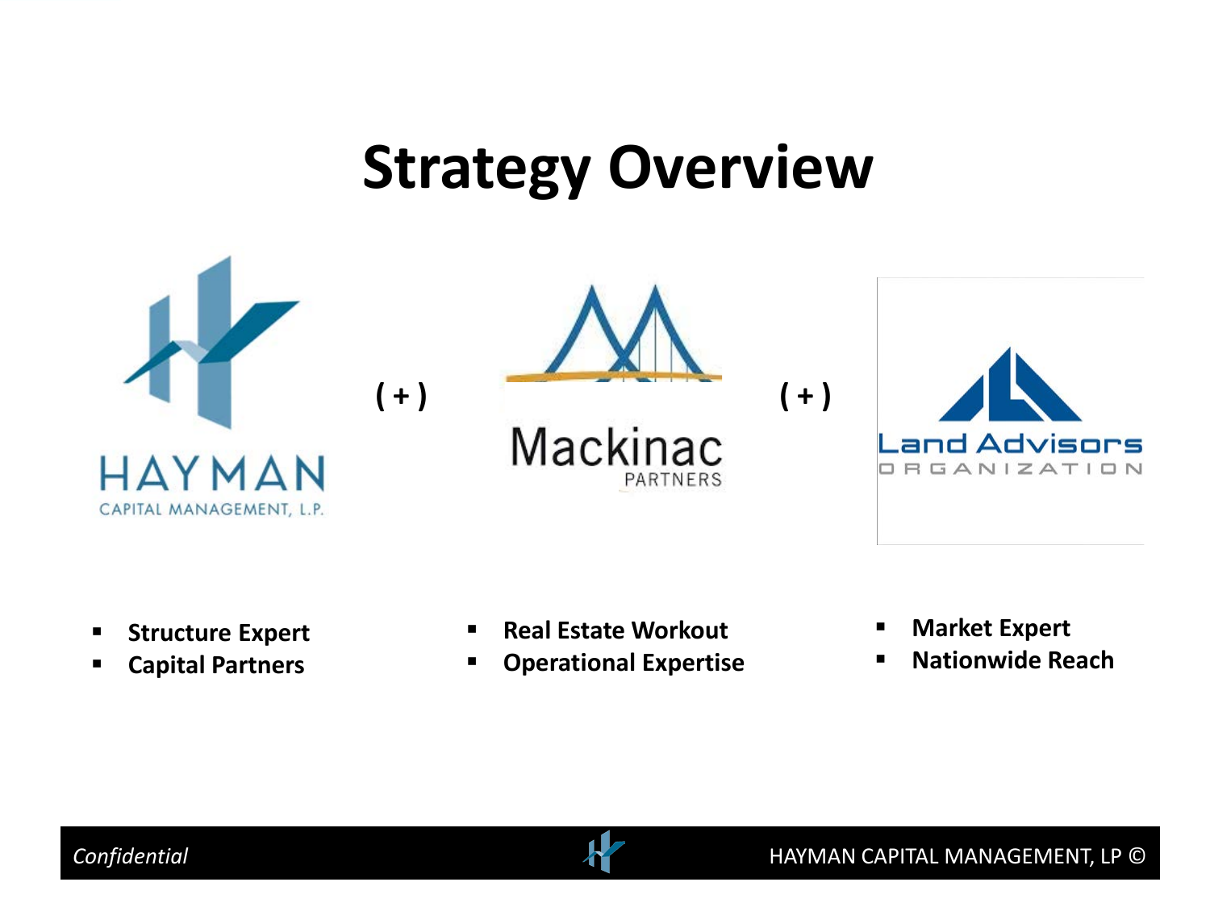# Strategy Overview

HAYMAN
CAPITAL MANAGEMENT, L.P.

( + )

Mackinac
PARTNERS

( + )

Land Advisors
ORGANIZATION

- Structure Expert
- Capital Partners

- Real Estate Workout
- Operational Expertise

- Market Expert
- Nationwide Reach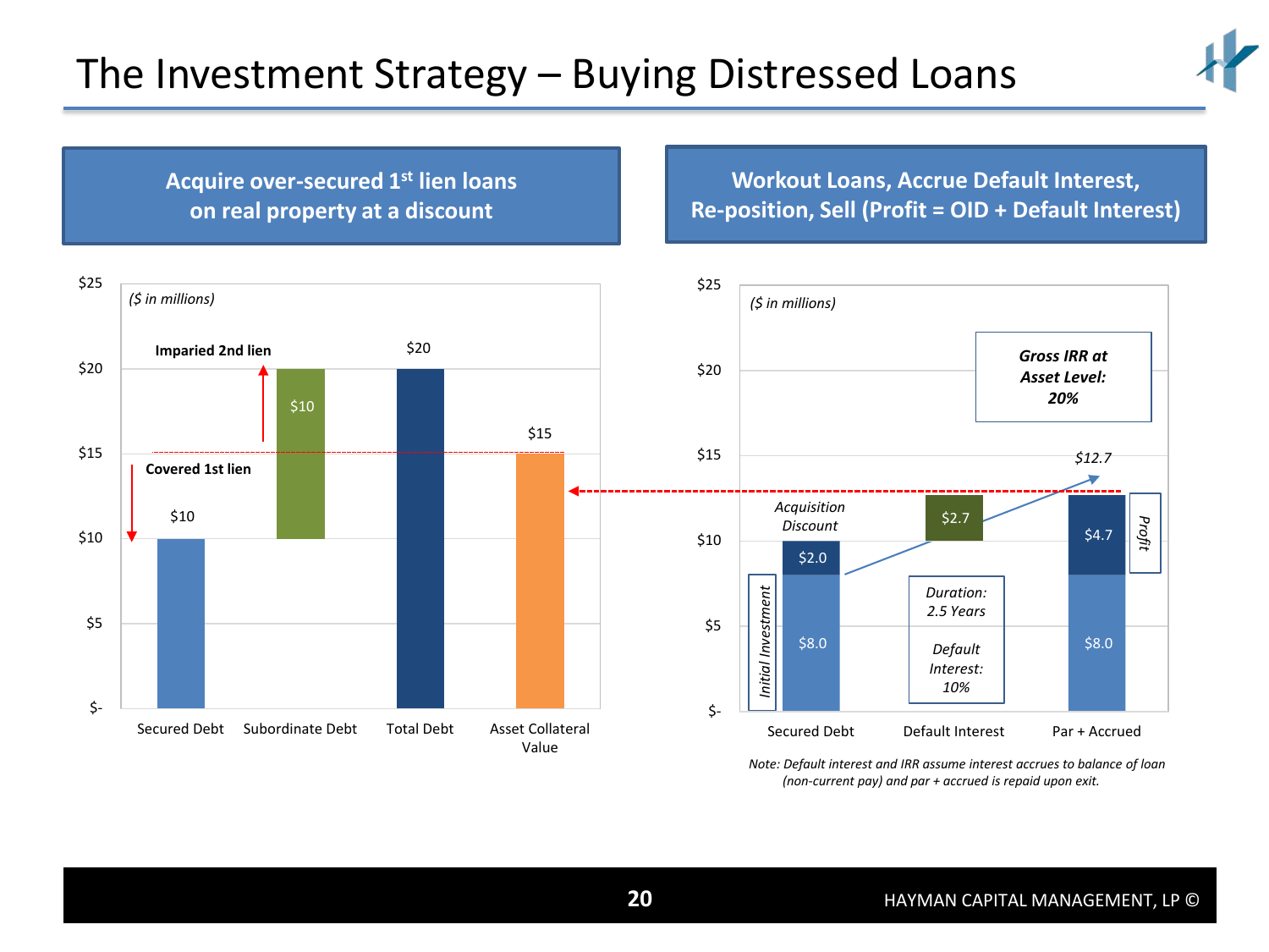# The Investment Strategy – Buying Distressed Loans

## Acquire over-secured 1st lien loans on real property at a discount

($ in millions)

| | Value |
|---|---|
| Secured Debt | $10 |
| Subordinate Debt | $10 |
| Total Debt | $20 |
| Asset Collateral Value | $15 |

Imparied 2nd lien

Covered 1st lien

## Workout Loans, Accrue Default Interest, Re-position, Sell (Profit = OID + Default Interest)

($ in millions)

| | Components | Total |
|---|---|---|
| Secured Debt | Initial Investment $8.0 + Acquisition Discount $2.0 | $10.0 |
| Default Interest | $2.7 | |
| Par + Accrued | $8.0 + Profit $4.7 | $12.7 |

*Gross IRR at Asset Level: 20%*

*Duration: 2.5 Years*

*Default Interest: 10%*

*Note: Default interest and IRR assume interest accrues to balance of loan (non-current pay) and par + accrued is repaid upon exit.*

HAYMAN CAPITAL MANAGEMENT, LP ©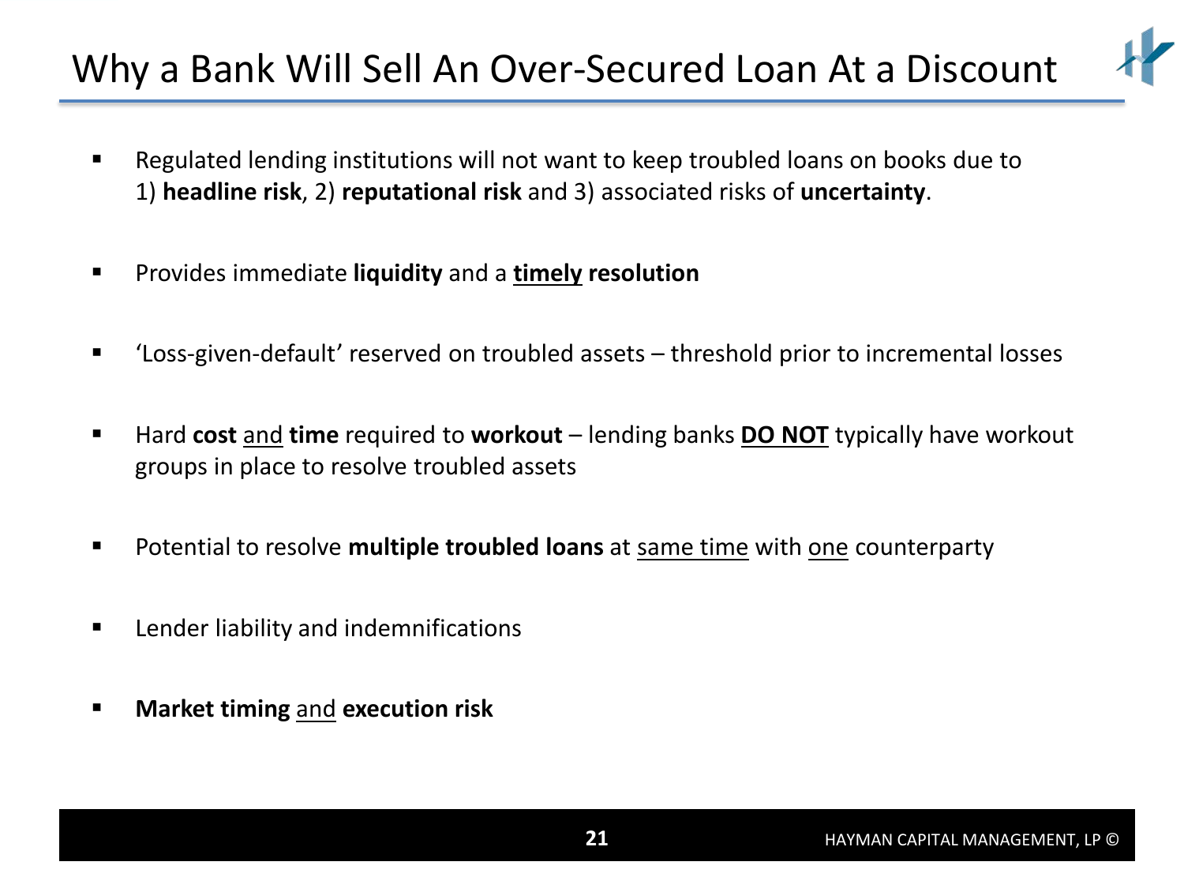# Why a Bank Will Sell An Over-Secured Loan At a Discount

- Regulated lending institutions will not want to keep troubled loans on books due to 1) **headline risk**, 2) **reputational risk** and 3) associated risks of **uncertainty**.
- Provides immediate **liquidity** and a <u>**timely**</u> **resolution**
- 'Loss-given-default' reserved on troubled assets – threshold prior to incremental losses
- Hard **cost** <u>and</u> **time** required to **workout** – lending banks <u>**DO NOT**</u> typically have workout groups in place to resolve troubled assets
- Potential to resolve **multiple troubled loans** at <u>same time</u> with <u>one</u> counterparty
- Lender liability and indemnifications
- **Market timing** <u>and</u> **execution risk**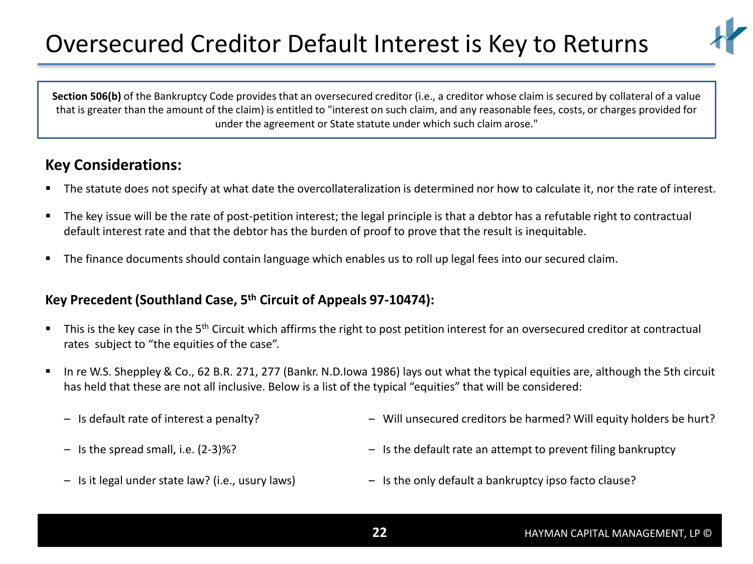# Oversecured Creditor Default Interest is Key to Returns

**Section 506(b)** of the Bankruptcy Code provides that an oversecured creditor (i.e., a creditor whose claim is secured by collateral of a value that is greater than the amount of the claim) is entitled to "interest on such claim, and any reasonable fees, costs, or charges provided for under the agreement or State statute under which such claim arose."

## Key Considerations:

- The statute does not specify at what date the overcollateralization is determined nor how to calculate it, nor the rate of interest.
- The key issue will be the rate of post-petition interest; the legal principle is that a debtor has a refutable right to contractual default interest rate and that the debtor has the burden of proof to prove that the result is inequitable.
- The finance documents should contain language which enables us to roll up legal fees into our secured claim.

## Key Precedent (Southland Case, 5th Circuit of Appeals 97-10474):

- This is the key case in the 5th Circuit which affirms the right to post petition interest for an oversecured creditor at contractual rates subject to "the equities of the case".
- In re W.S. Sheppley & Co., 62 B.R. 271, 277 (Bankr. N.D.Iowa 1986) lays out what the typical equities are, although the 5th circuit has held that these are not all inclusive. Below is a list of the typical "equities" that will be considered:
  - Is default rate of interest a penalty?
  - Is the spread small, i.e. (2-3)%?
  - Is it legal under state law? (i.e., usury laws)
  - Will unsecured creditors be harmed? Will equity holders be hurt?
  - Is the default rate an attempt to prevent filing bankruptcy
  - Is the only default a bankruptcy ipso facto clause?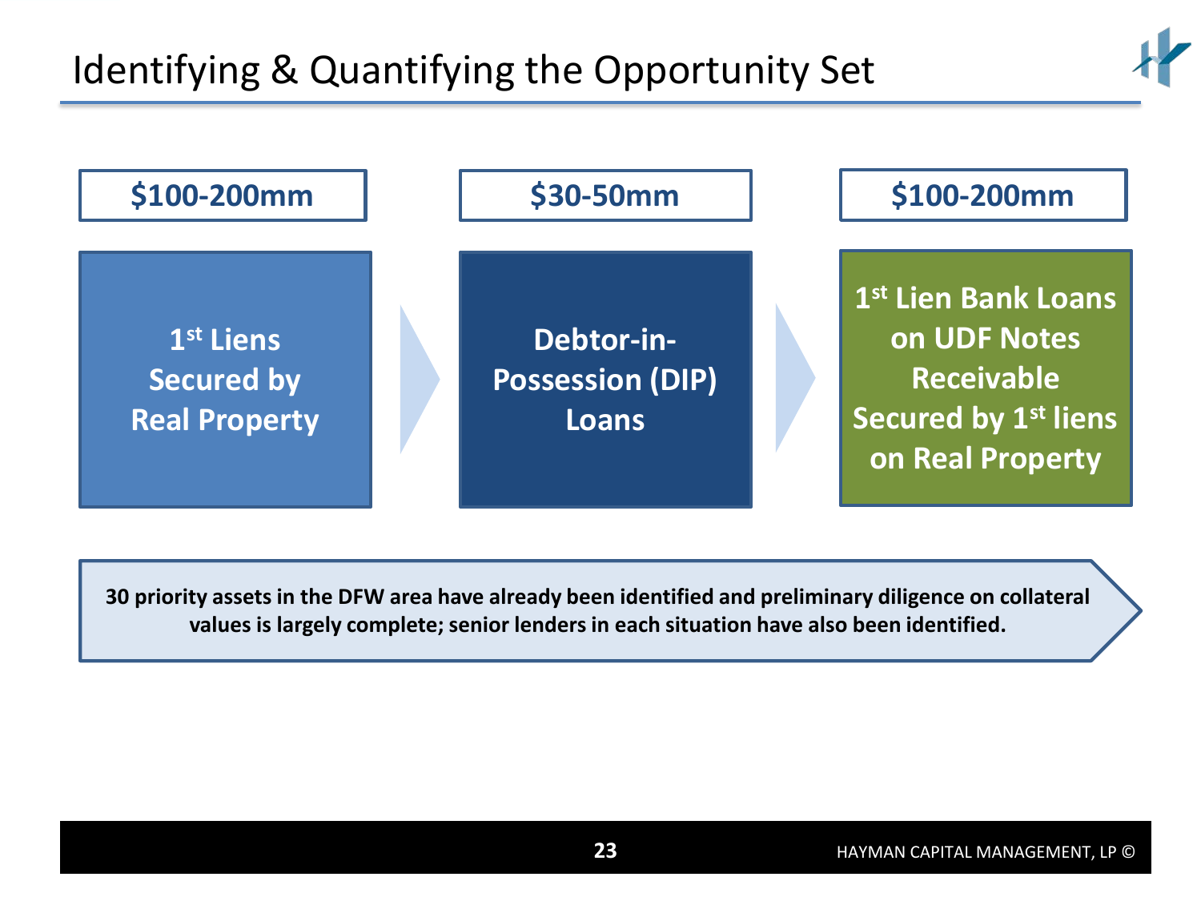# Identifying & Quantifying the Opportunity Set

| $100-200mm | $30-50mm | $100-200mm |
|---|---|---|
| **1st Liens Secured by Real Property** | **Debtor-in-Possession (DIP) Loans** | **1st Lien Bank Loans on UDF Notes Receivable Secured by 1st liens on Real Property** |

**30 priority assets in the DFW area have already been identified and preliminary diligence on collateral values is largely complete; senior lenders in each situation have also been identified.**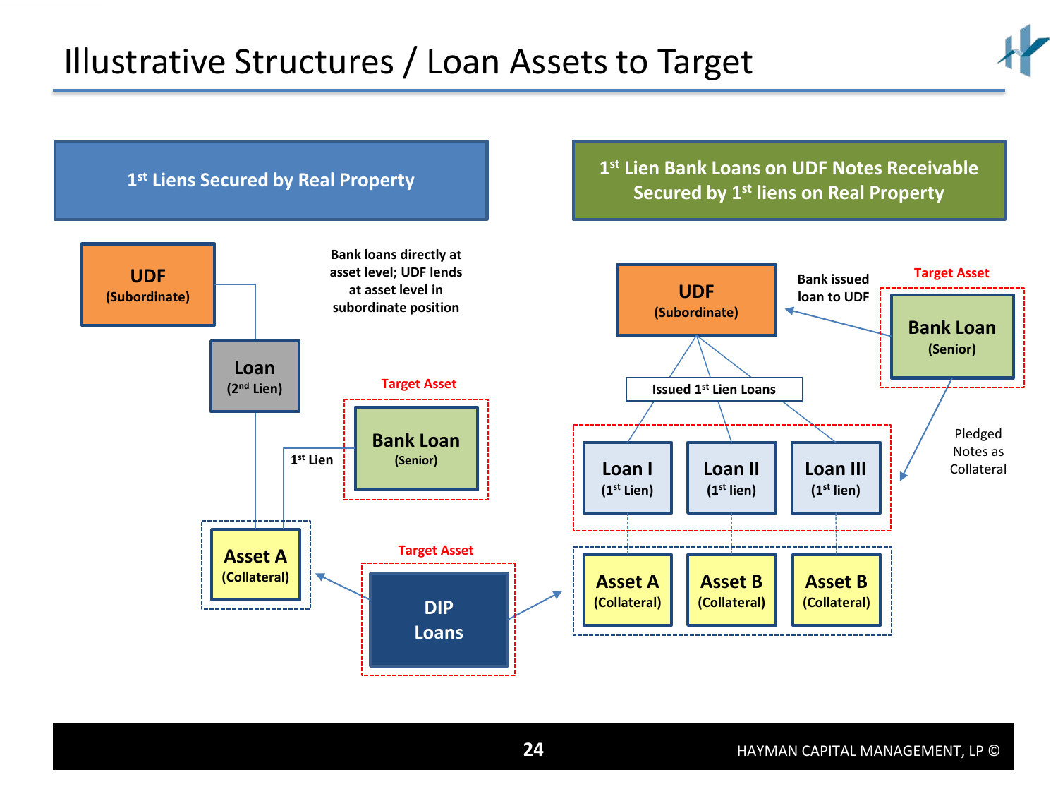# Illustrative Structures / Loan Assets to Target

## 1st Liens Secured by Real Property

**UDF** (Subordinate)

**Loan** (2nd Lien)

Bank loans directly at asset level; UDF lends at asset level in subordinate position

Target Asset

**Bank Loan** (Senior)

1st Lien

**Asset A** (Collateral)

Target Asset

**DIP Loans**

## 1st Lien Bank Loans on UDF Notes Receivable Secured by 1st liens on Real Property

**UDF** (Subordinate)

Bank issued loan to UDF

Target Asset

**Bank Loan** (Senior)

Issued 1st Lien Loans

**Loan I** (1st Lien)

**Loan II** (1st lien)

**Loan III** (1st lien)

Pledged Notes as Collateral

**Asset A** (Collateral)

**Asset B** (Collateral)

**Asset B** (Collateral)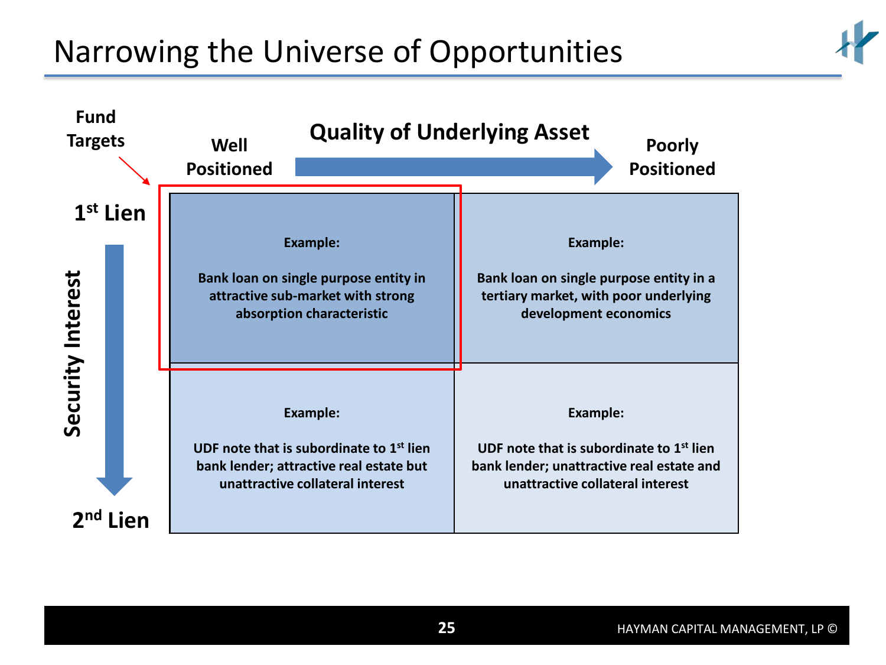# Narrowing the Universe of Opportunities

**Fund Targets** → 1st Lien / Well Positioned

**Quality of Underlying Asset** (Well Positioned → Poorly Positioned)

**Security Interest** (1st Lien → 2nd Lien)

| Security Interest | Well Positioned | Poorly Positioned |
|---|---|---|
| **1st Lien** | **Example:** Bank loan on single purpose entity in attractive sub-market with strong absorption characteristic | **Example:** Bank loan on single purpose entity in a tertiary market, with poor underlying development economics |
| **2nd Lien** | **Example:** UDF note that is subordinate to 1st lien bank lender; attractive real estate but unattractive collateral interest | **Example:** UDF note that is subordinate to 1st lien bank lender; unattractive real estate and unattractive collateral interest |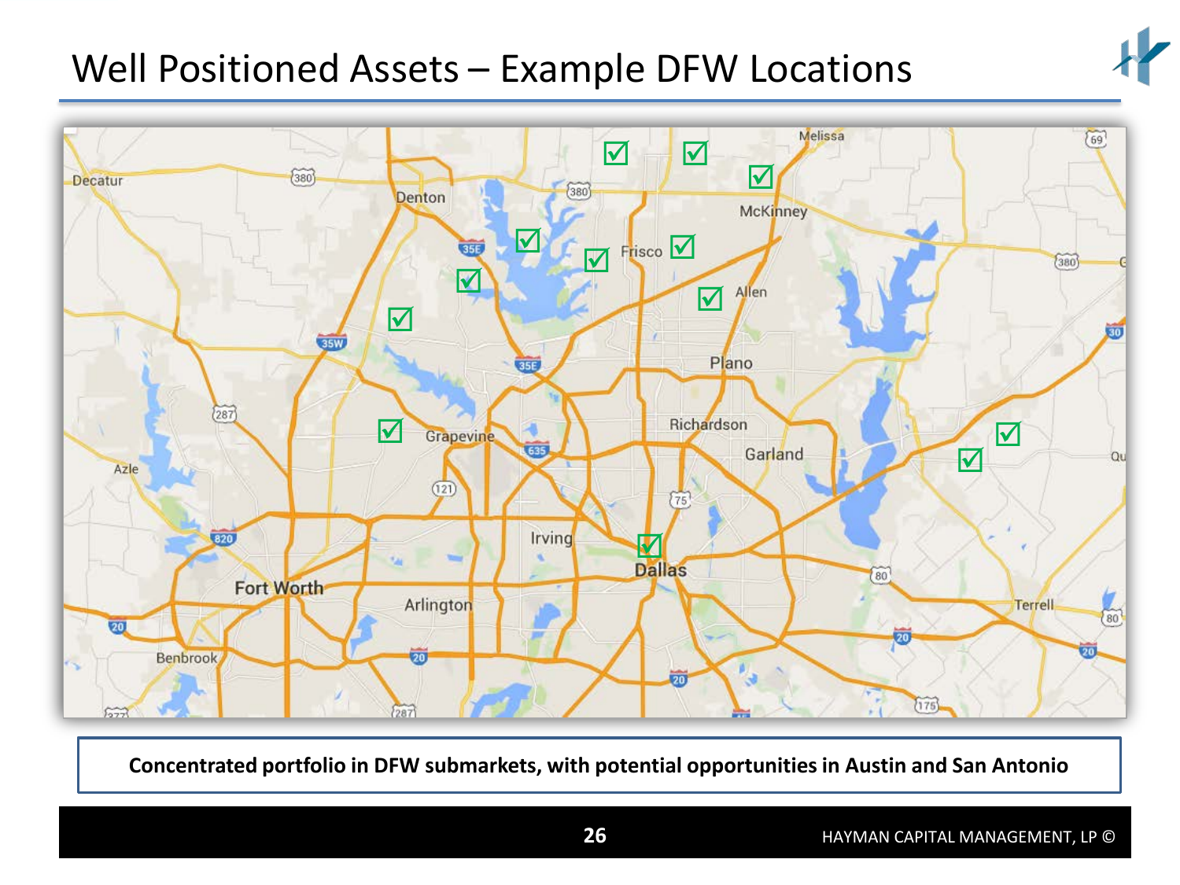# Well Positioned Assets – Example DFW Locations

**Concentrated portfolio in DFW submarkets, with potential opportunities in Austin and San Antonio**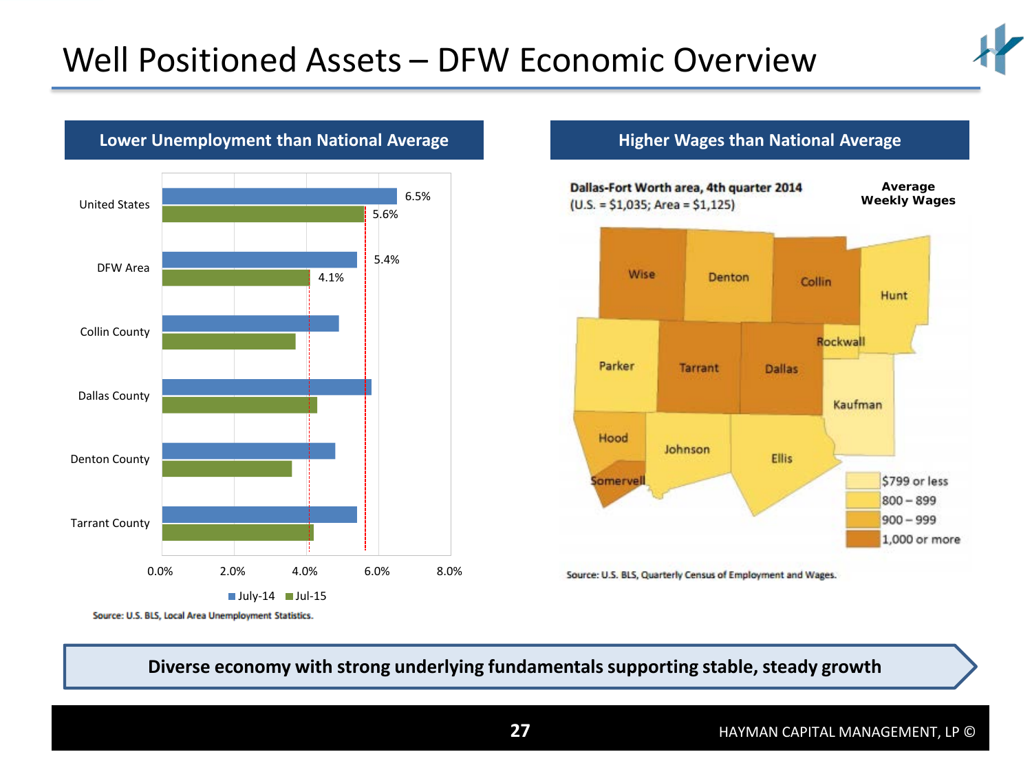# Well Positioned Assets – DFW Economic Overview

## Lower Unemployment than National Average

| | July-14 | Jul-15 |
|---|---|---|
| United States | 6.5% | 5.6% |
| DFW Area | 5.4% | 4.1% |
| Collin County | | |
| Dallas County | | |
| Denton County | | |
| Tarrant County | | |

Source: U.S. BLS, Local Area Unemployment Statistics.

## Higher Wages than National Average

**Dallas-Fort Worth area, 4th quarter 2014**
(U.S. = $1,035; Area = $1,125)

**Average Weekly Wages**

- $799 or less
- 800 – 899
- 900 – 999
- 1,000 or more

Source: U.S. BLS, Quarterly Census of Employment and Wages.

**Diverse economy with strong underlying fundamentals supporting stable, steady growth**

HAYMAN CAPITAL MANAGEMENT, LP ©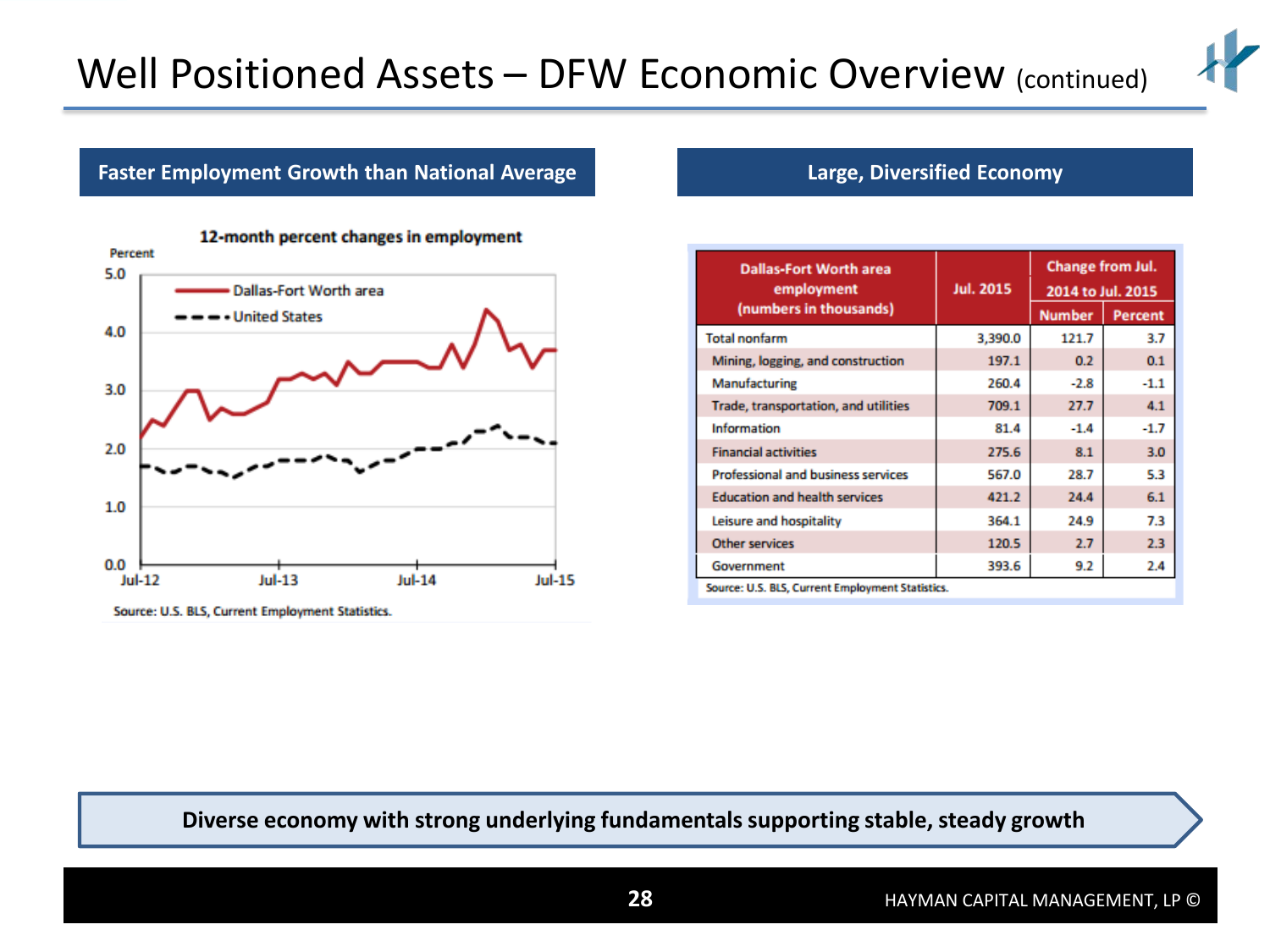# Well Positioned Assets – DFW Economic Overview (continued)

## Faster Employment Growth than National Average

**12-month percent changes in employment**

Percent

- Dallas-Fort Worth area
- United States

Jul-12 | Jul-13 | Jul-14 | Jul-15

Source: U.S. BLS, Current Employment Statistics.

## Large, Diversified Economy

| Dallas-Fort Worth area employment (numbers in thousands) | Jul. 2015 | Change from Jul. 2014 to Jul. 2015 | |
|---|---|---|---|
| | | Number | Percent |
| Total nonfarm | 3,390.0 | 121.7 | 3.7 |
| Mining, logging, and construction | 197.1 | 0.2 | 0.1 |
| Manufacturing | 260.4 | -2.8 | -1.1 |
| Trade, transportation, and utilities | 709.1 | 27.7 | 4.1 |
| Information | 81.4 | -1.4 | -1.7 |
| Financial activities | 275.6 | 8.1 | 3.0 |
| Professional and business services | 567.0 | 28.7 | 5.3 |
| Education and health services | 421.2 | 24.4 | 6.1 |
| Leisure and hospitality | 364.1 | 24.9 | 7.3 |
| Other services | 120.5 | 2.7 | 2.3 |
| Government | 393.6 | 9.2 | 2.4 |

Source: U.S. BLS, Current Employment Statistics.

**Diverse economy with strong underlying fundamentals supporting stable, steady growth**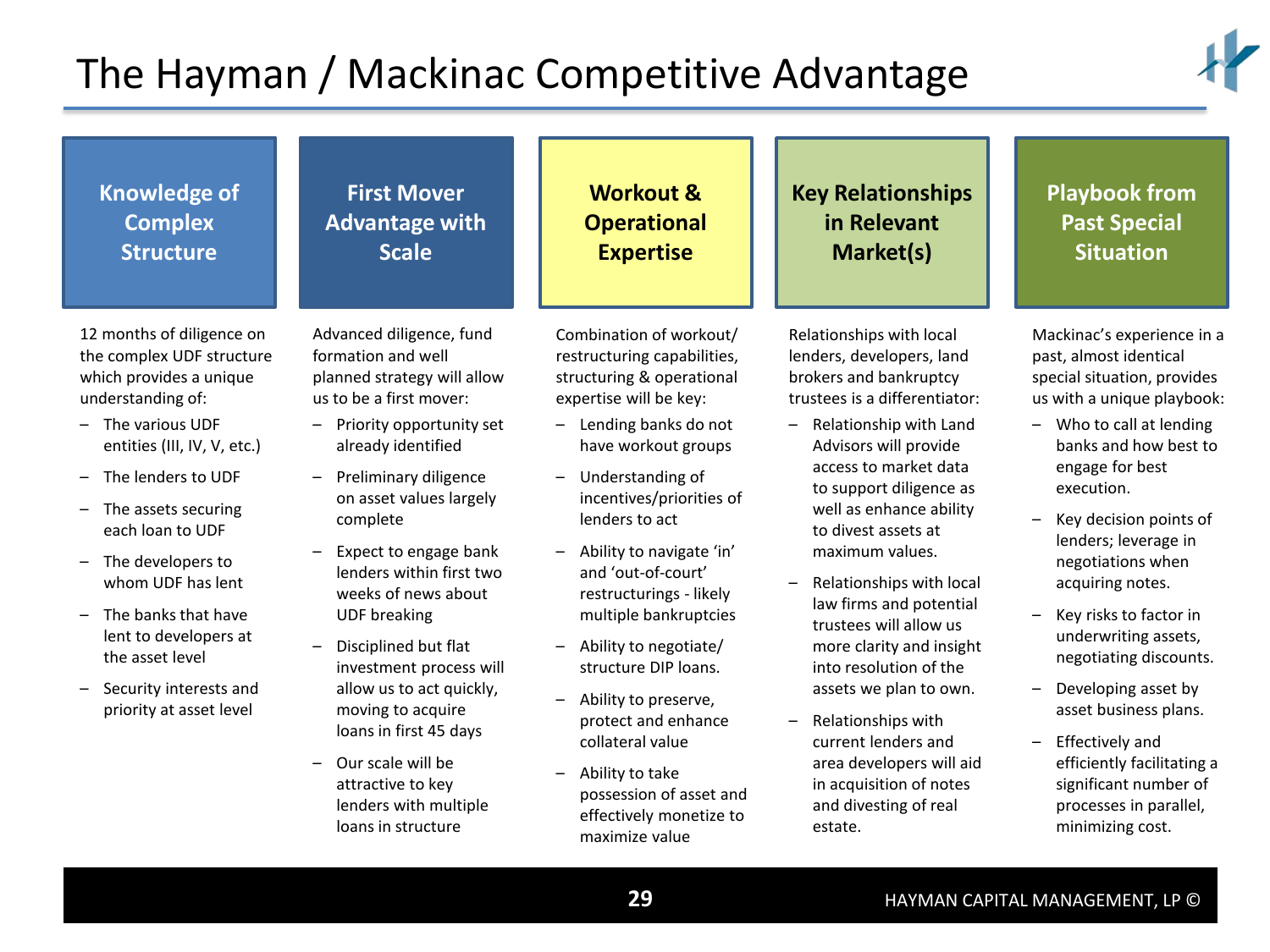# The Hayman / Mackinac Competitive Advantage

## Knowledge of Complex Structure

12 months of diligence on the complex UDF structure which provides a unique understanding of:

- The various UDF entities (III, IV, V, etc.)
- The lenders to UDF
- The assets securing each loan to UDF
- The developers to whom UDF has lent
- The banks that have lent to developers at the asset level
- Security interests and priority at asset level

## First Mover Advantage with Scale

Advanced diligence, fund formation and well planned strategy will allow us to be a first mover:

- Priority opportunity set already identified
- Preliminary diligence on asset values largely complete
- Expect to engage bank lenders within first two weeks of news about UDF breaking
- Disciplined but flat investment process will allow us to act quickly, moving to acquire loans in first 45 days
- Our scale will be attractive to key lenders with multiple loans in structure

## Workout & Operational Expertise

Combination of workout/ restructuring capabilities, structuring & operational expertise will be key:

- Lending banks do not have workout groups
- Understanding of incentives/priorities of lenders to act
- Ability to navigate 'in' and 'out-of-court' restructurings - likely multiple bankruptcies
- Ability to negotiate/ structure DIP loans.
- Ability to preserve, protect and enhance collateral value
- Ability to take possession of asset and effectively monetize to maximize value

## Key Relationships in Relevant Market(s)

Relationships with local lenders, developers, land brokers and bankruptcy trustees is a differentiator:

- Relationship with Land Advisors will provide access to market data to support diligence as well as enhance ability to divest assets at maximum values.
- Relationships with local law firms and potential trustees will allow us more clarity and insight into resolution of the assets we plan to own.
- Relationships with current lenders and area developers will aid in acquisition of notes and divesting of real estate.

## Playbook from Past Special Situation

Mackinac's experience in a past, almost identical special situation, provides us with a unique playbook:

- Who to call at lending banks and how best to engage for best execution.
- Key decision points of lenders; leverage in negotiations when acquiring notes.
- Key risks to factor in underwriting assets, negotiating discounts.
- Developing asset by asset business plans.
- Effectively and efficiently facilitating a significant number of processes in parallel, minimizing cost.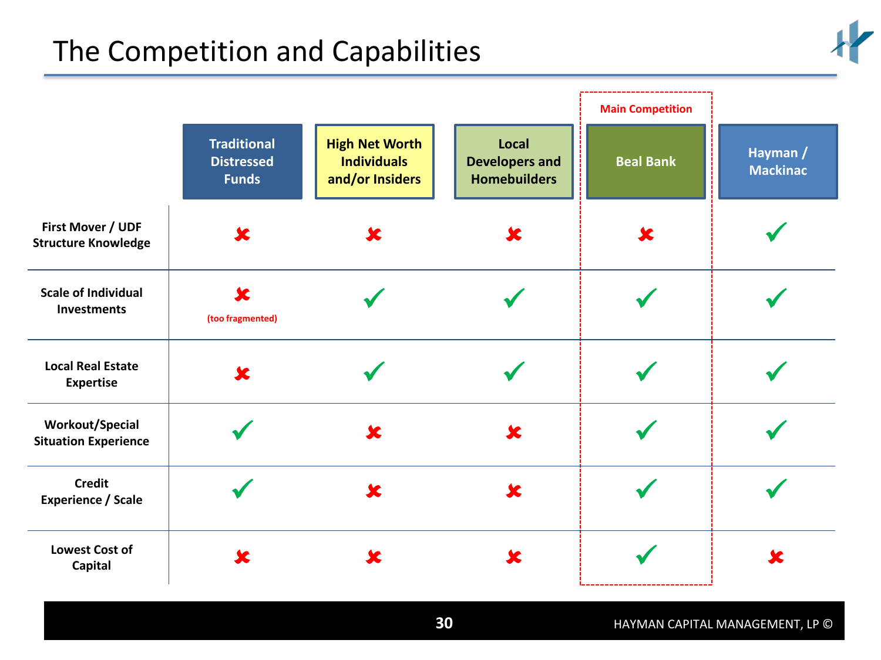# The Competition and Capabilities

| | Traditional Distressed Funds | High Net Worth Individuals and/or Insiders | Local Developers and Homebuilders | Beal Bank (Main Competition) | Hayman / Mackinac |
|---|---|---|---|---|---|
| First Mover / UDF Structure Knowledge | ✘ | ✘ | ✘ | ✘ | ✔ |
| Scale of Individual Investments | ✘ (too fragmented) | ✔ | ✔ | ✔ | ✔ |
| Local Real Estate Expertise | ✘ | ✔ | ✔ | ✔ | ✔ |
| Workout/Special Situation Experience | ✔ | ✘ | ✘ | ✔ | ✔ |
| Credit Experience / Scale | ✔ | ✘ | ✘ | ✔ | ✔ |
| Lowest Cost of Capital | ✘ | ✘ | ✘ | ✔ | ✘ |

HAYMAN CAPITAL MANAGEMENT, LP ©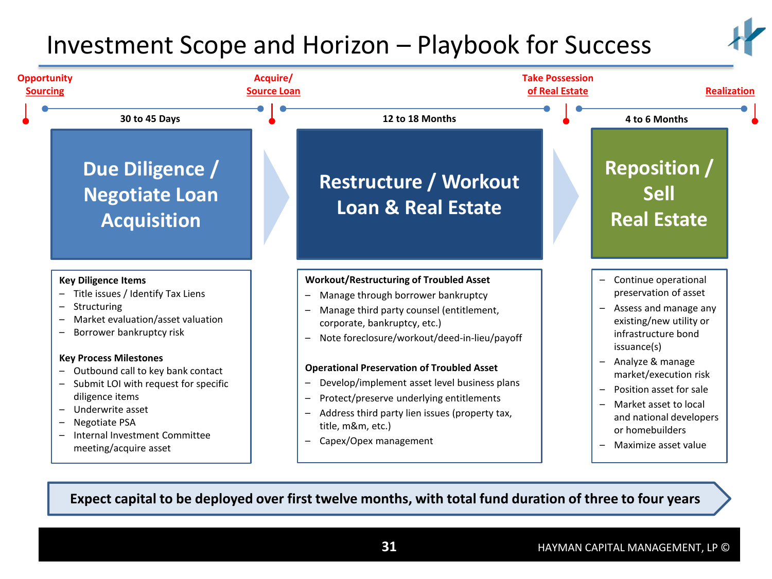# Investment Scope and Horizon – Playbook for Success

**Opportunity Sourcing** → 30 to 45 Days → **Acquire/ Source Loan** → 12 to 18 Months → **Take Possession of Real Estate** → 4 to 6 Months → **Realization**

## Due Diligence / Negotiate Loan Acquisition

**Key Diligence Items**

- Title issues / Identify Tax Liens
- Structuring
- Market evaluation/asset valuation
- Borrower bankruptcy risk

**Key Process Milestones**

- Outbound call to key bank contact
- Submit LOI with request for specific diligence items
- Underwrite asset
- Negotiate PSA
- Internal Investment Committee meeting/acquire asset

## Restructure / Workout Loan & Real Estate

**Workout/Restructuring of Troubled Asset**

- Manage through borrower bankruptcy
- Manage third party counsel (entitlement, corporate, bankruptcy, etc.)
- Note foreclosure/workout/deed-in-lieu/payoff

**Operational Preservation of Troubled Asset**

- Develop/implement asset level business plans
- Protect/preserve underlying entitlements
- Address third party lien issues (property tax, title, m&m, etc.)
- Capex/Opex management

## Reposition / Sell Real Estate

- Continue operational preservation of asset
- Assess and manage any existing/new utility or infrastructure bond issuance(s)
- Analyze & manage market/execution risk
- Position asset for sale
- Market asset to local and national developers or homebuilders
- Maximize asset value

**Expect capital to be deployed over first twelve months, with total fund duration of three to four years**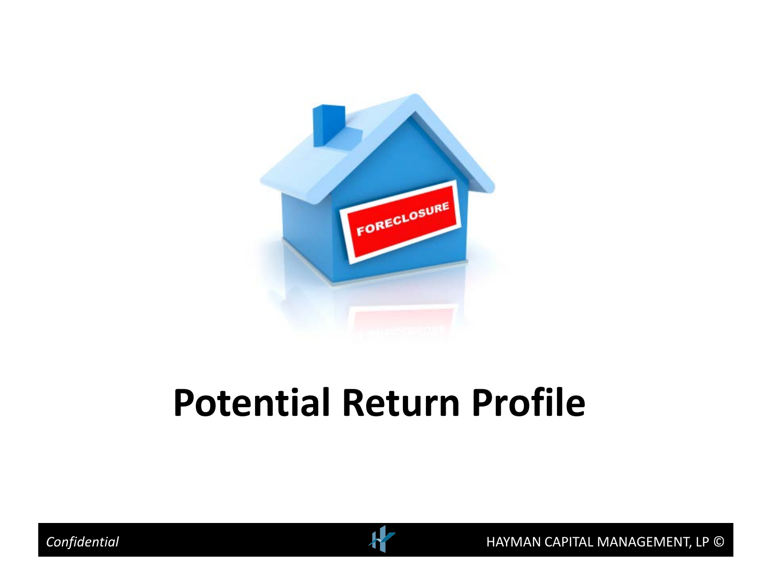# Potential Return Profile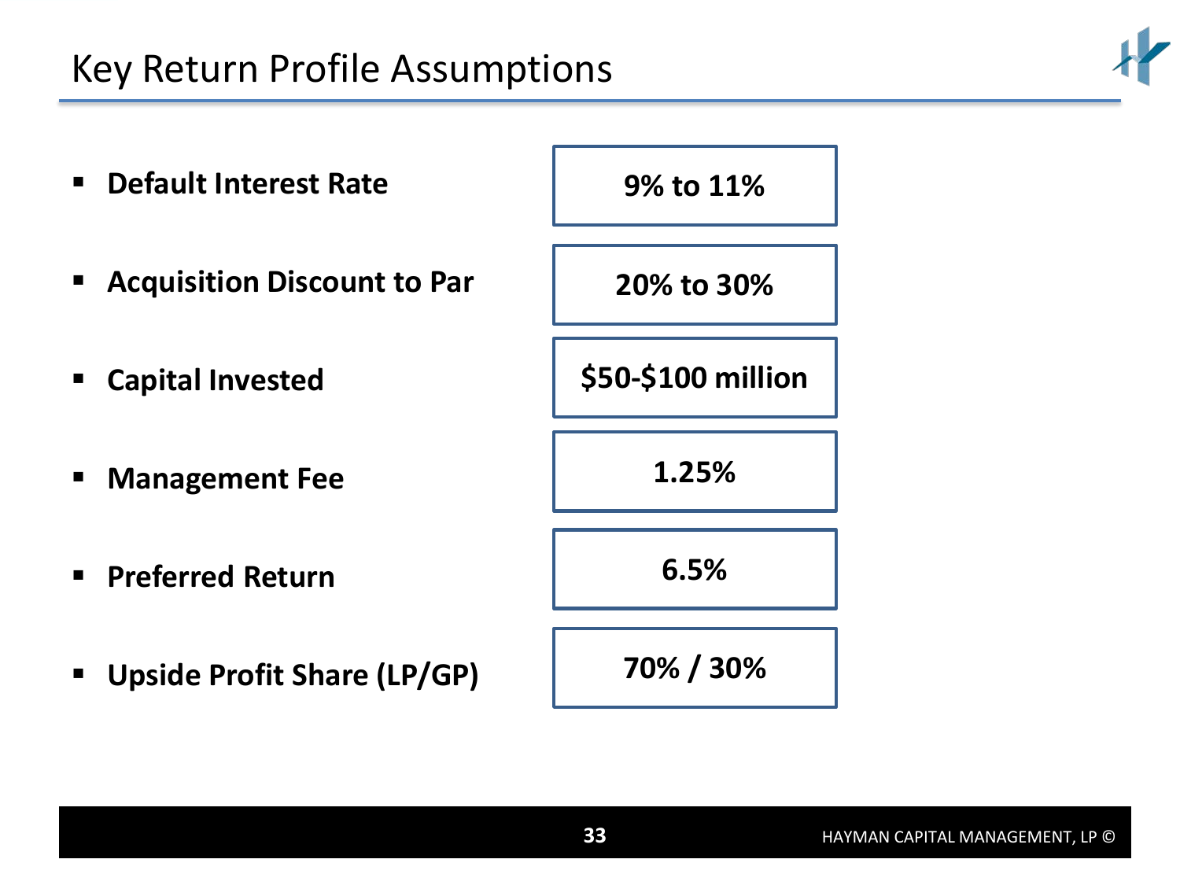# Key Return Profile Assumptions

| Assumption | Value |
| --- | --- |
| **Default Interest Rate** | **9% to 11%** |
| **Acquisition Discount to Par** | **20% to 30%** |
| **Capital Invested** | **$50-$100 million** |
| **Management Fee** | **1.25%** |
| **Preferred Return** | **6.5%** |
| **Upside Profit Share (LP/GP)** | **70% / 30%** |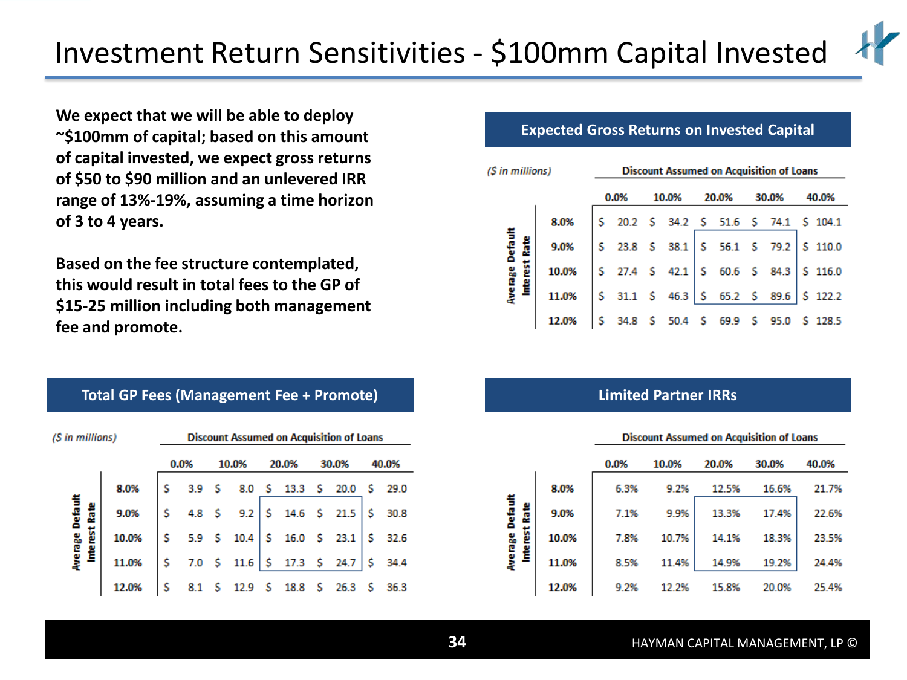# Investment Return Sensitivities - $100mm Capital Invested

**We expect that we will be able to deploy ~$100mm of capital; based on this amount of capital invested, we expect gross returns of $50 to $90 million and an unlevered IRR range of 13%-19%, assuming a time horizon of 3 to 4 years.**

**Based on the fee structure contemplated, this would result in total fees to the GP of $15-25 million including both management fee and promote.**

## Expected Gross Returns on Invested Capital

*($ in millions)*

| Average Default Interest Rate | Discount Assumed on Acquisition of Loans | | | | |
|---|---|---|---|---|---|
| | 0.0% | 10.0% | 20.0% | 30.0% | 40.0% |
| 8.0% | $ 20.2 | $ 34.2 | $ 51.6 | $ 74.1 | $ 104.1 |
| 9.0% | $ 23.8 | $ 38.1 | $ 56.1 | $ 79.2 | $ 110.0 |
| 10.0% | $ 27.4 | $ 42.1 | $ 60.6 | $ 84.3 | $ 116.0 |
| 11.0% | $ 31.1 | $ 46.3 | $ 65.2 | $ 89.6 | $ 122.2 |
| 12.0% | $ 34.8 | $ 50.4 | $ 69.9 | $ 95.0 | $ 128.5 |

## Total GP Fees (Management Fee + Promote)

*($ in millions)*

| Average Default Interest Rate | Discount Assumed on Acquisition of Loans | | | | |
|---|---|---|---|---|---|
| | 0.0% | 10.0% | 20.0% | 30.0% | 40.0% |
| 8.0% | $ 3.9 | $ 8.0 | $ 13.3 | $ 20.0 | $ 29.0 |
| 9.0% | $ 4.8 | $ 9.2 | $ 14.6 | $ 21.5 | $ 30.8 |
| 10.0% | $ 5.9 | $ 10.4 | $ 16.0 | $ 23.1 | $ 32.6 |
| 11.0% | $ 7.0 | $ 11.6 | $ 17.3 | $ 24.7 | $ 34.4 |
| 12.0% | $ 8.1 | $ 12.9 | $ 18.8 | $ 26.3 | $ 36.3 |

## Limited Partner IRRs

| Average Default Interest Rate | Discount Assumed on Acquisition of Loans | | | | |
|---|---|---|---|---|---|
| | 0.0% | 10.0% | 20.0% | 30.0% | 40.0% |
| 8.0% | 6.3% | 9.2% | 12.5% | 16.6% | 21.7% |
| 9.0% | 7.1% | 9.9% | 13.3% | 17.4% | 22.6% |
| 10.0% | 7.8% | 10.7% | 14.1% | 18.3% | 23.5% |
| 11.0% | 8.5% | 11.4% | 14.9% | 19.2% | 24.4% |
| 12.0% | 9.2% | 12.2% | 15.8% | 20.0% | 25.4% |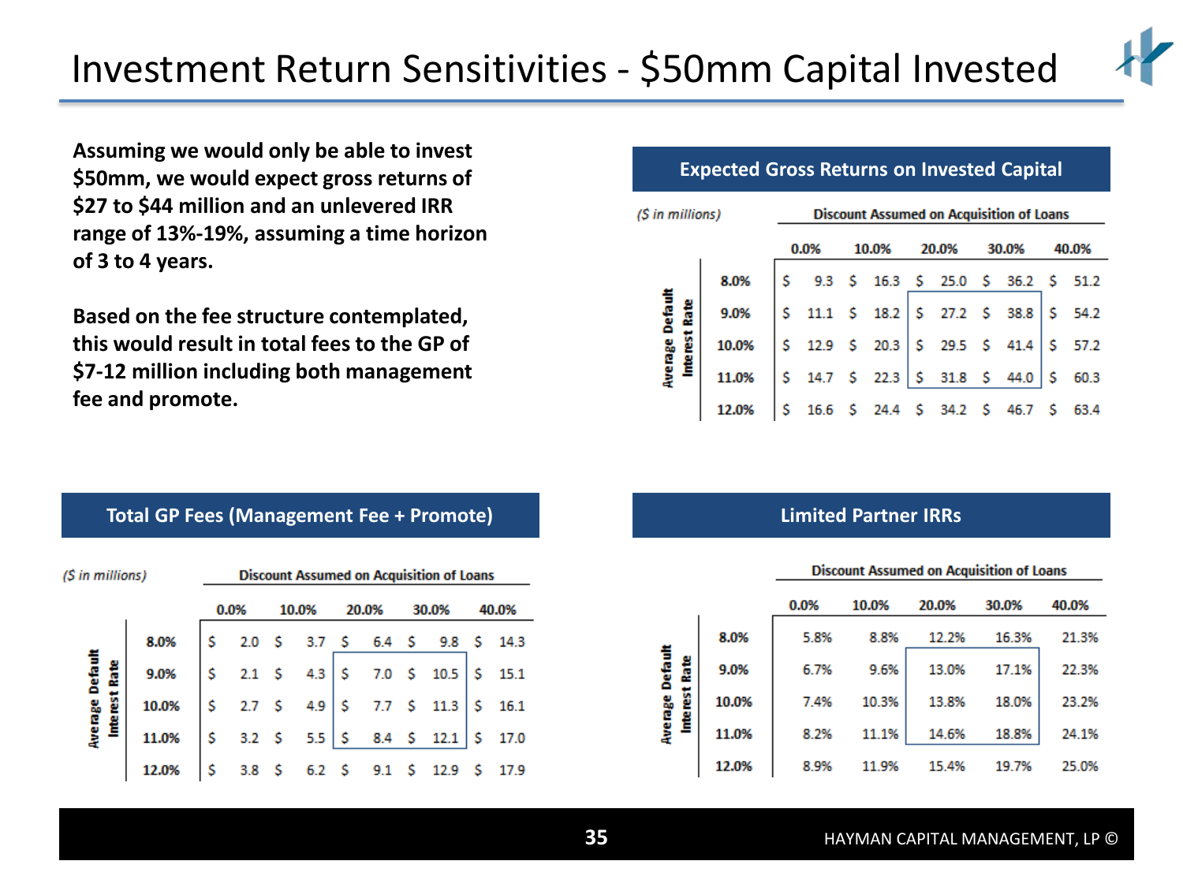# Investment Return Sensitivities - $50mm Capital Invested

**Assuming we would only be able to invest $50mm, we would expect gross returns of $27 to $44 million and an unlevered IRR range of 13%-19%, assuming a time horizon of 3 to 4 years.**

**Based on the fee structure contemplated, this would result in total fees to the GP of $7-12 million including both management fee and promote.**

## Expected Gross Returns on Invested Capital

*($ in millions)*

| Average Default Interest Rate | Discount Assumed on Acquisition of Loans: 0.0% | 10.0% | 20.0% | 30.0% | 40.0% |
|---|---|---|---|---|---|
| 8.0% | $ 9.3 | $ 16.3 | $ 25.0 | $ 36.2 | $ 51.2 |
| 9.0% | $ 11.1 | $ 18.2 | $ 27.2 | $ 38.8 | $ 54.2 |
| 10.0% | $ 12.9 | $ 20.3 | $ 29.5 | $ 41.4 | $ 57.2 |
| 11.0% | $ 14.7 | $ 22.3 | $ 31.8 | $ 44.0 | $ 60.3 |
| 12.0% | $ 16.6 | $ 24.4 | $ 34.2 | $ 46.7 | $ 63.4 |

## Total GP Fees (Management Fee + Promote)

*($ in millions)*

| Average Default Interest Rate | Discount Assumed on Acquisition of Loans: 0.0% | 10.0% | 20.0% | 30.0% | 40.0% |
|---|---|---|---|---|---|
| 8.0% | $ 2.0 | $ 3.7 | $ 6.4 | $ 9.8 | $ 14.3 |
| 9.0% | $ 2.1 | $ 4.3 | $ 7.0 | $ 10.5 | $ 15.1 |
| 10.0% | $ 2.7 | $ 4.9 | $ 7.7 | $ 11.3 | $ 16.1 |
| 11.0% | $ 3.2 | $ 5.5 | $ 8.4 | $ 12.1 | $ 17.0 |
| 12.0% | $ 3.8 | $ 6.2 | $ 9.1 | $ 12.9 | $ 17.9 |

## Limited Partner IRRs

| Average Default Interest Rate | Discount Assumed on Acquisition of Loans: 0.0% | 10.0% | 20.0% | 30.0% | 40.0% |
|---|---|---|---|---|---|
| 8.0% | 5.8% | 8.8% | 12.2% | 16.3% | 21.3% |
| 9.0% | 6.7% | 9.6% | 13.0% | 17.1% | 22.3% |
| 10.0% | 7.4% | 10.3% | 13.8% | 18.0% | 23.2% |
| 11.0% | 8.2% | 11.1% | 14.6% | 18.8% | 24.1% |
| 12.0% | 8.9% | 11.9% | 15.4% | 19.7% | 25.0% |

HAYMAN CAPITAL MANAGEMENT, LP ©